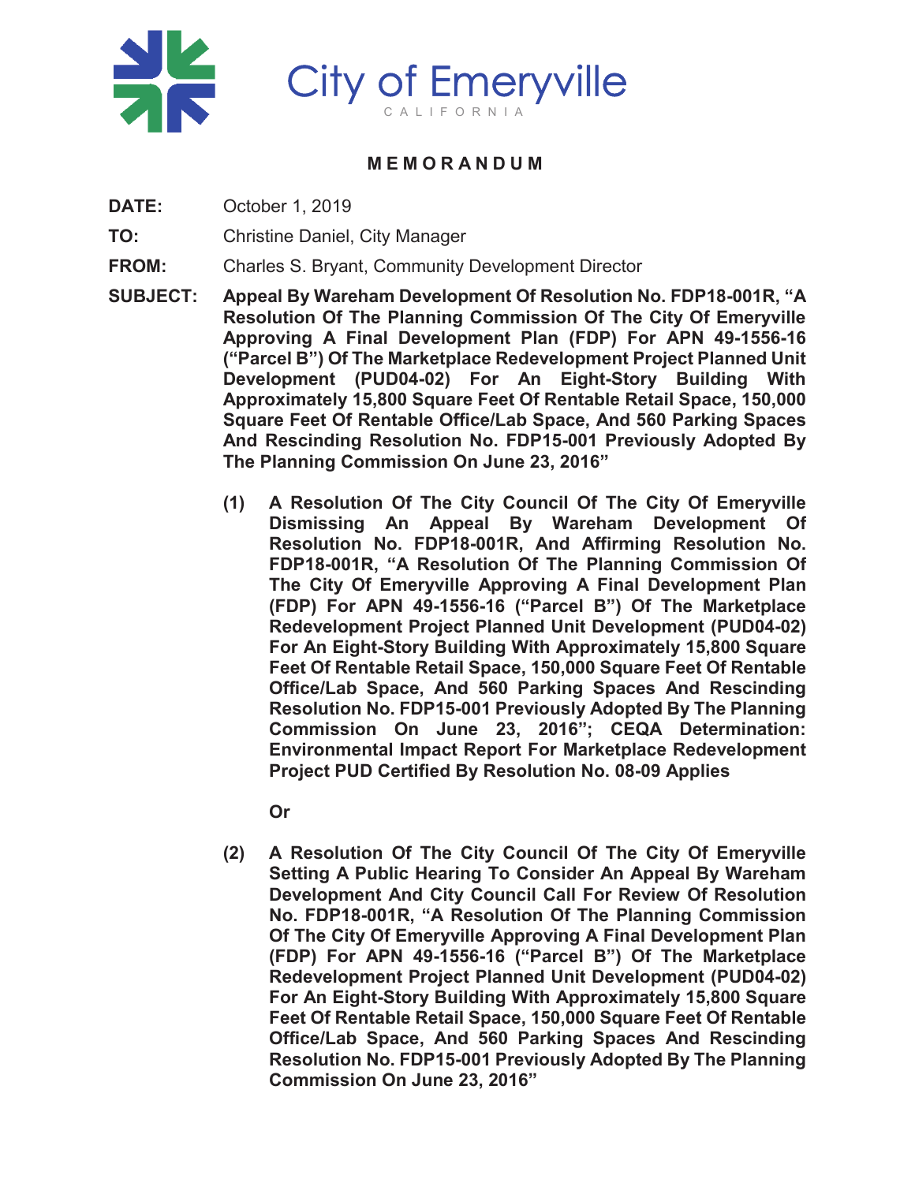City of Emeryville

CALIFORNIA

## MEMORANDUM

**DATE:** October 1, 2019

**TO:** Christine Daniel, City Manager

**FROM:** Charles S. Bryant, Community Development Director

**SUBJECT:** **Appeal By Wareham Development Of Resolution No. FDP18-001R, "A Resolution Of The Planning Commission Of The City Of Emeryville Approving A Final Development Plan (FDP) For APN 49-1556-16 ("Parcel B") Of The Marketplace Redevelopment Project Planned Unit Development (PUD04-02) For An Eight-Story Building With Approximately 15,800 Square Feet Of Rentable Retail Space, 150,000 Square Feet Of Rentable Office/Lab Space, And 560 Parking Spaces And Rescinding Resolution No. FDP15-001 Previously Adopted By The Planning Commission On June 23, 2016"**

**(1) A Resolution Of The City Council Of The City Of Emeryville Dismissing An Appeal By Wareham Development Of Resolution No. FDP18-001R, And Affirming Resolution No. FDP18-001R, "A Resolution Of The Planning Commission Of The City Of Emeryville Approving A Final Development Plan (FDP) For APN 49-1556-16 ("Parcel B") Of The Marketplace Redevelopment Project Planned Unit Development (PUD04-02) For An Eight-Story Building With Approximately 15,800 Square Feet Of Rentable Retail Space, 150,000 Square Feet Of Rentable Office/Lab Space, And 560 Parking Spaces And Rescinding Resolution No. FDP15-001 Previously Adopted By The Planning Commission On June 23, 2016"; CEQA Determination: Environmental Impact Report For Marketplace Redevelopment Project PUD Certified By Resolution No. 08-09 Applies**

**Or**

**(2) A Resolution Of The City Council Of The City Of Emeryville Setting A Public Hearing To Consider An Appeal By Wareham Development And City Council Call For Review Of Resolution No. FDP18-001R, "A Resolution Of The Planning Commission Of The City Of Emeryville Approving A Final Development Plan (FDP) For APN 49-1556-16 ("Parcel B") Of The Marketplace Redevelopment Project Planned Unit Development (PUD04-02) For An Eight-Story Building With Approximately 15,800 Square Feet Of Rentable Retail Space, 150,000 Square Feet Of Rentable Office/Lab Space, And 560 Parking Spaces And Rescinding Resolution No. FDP15-001 Previously Adopted By The Planning Commission On June 23, 2016"**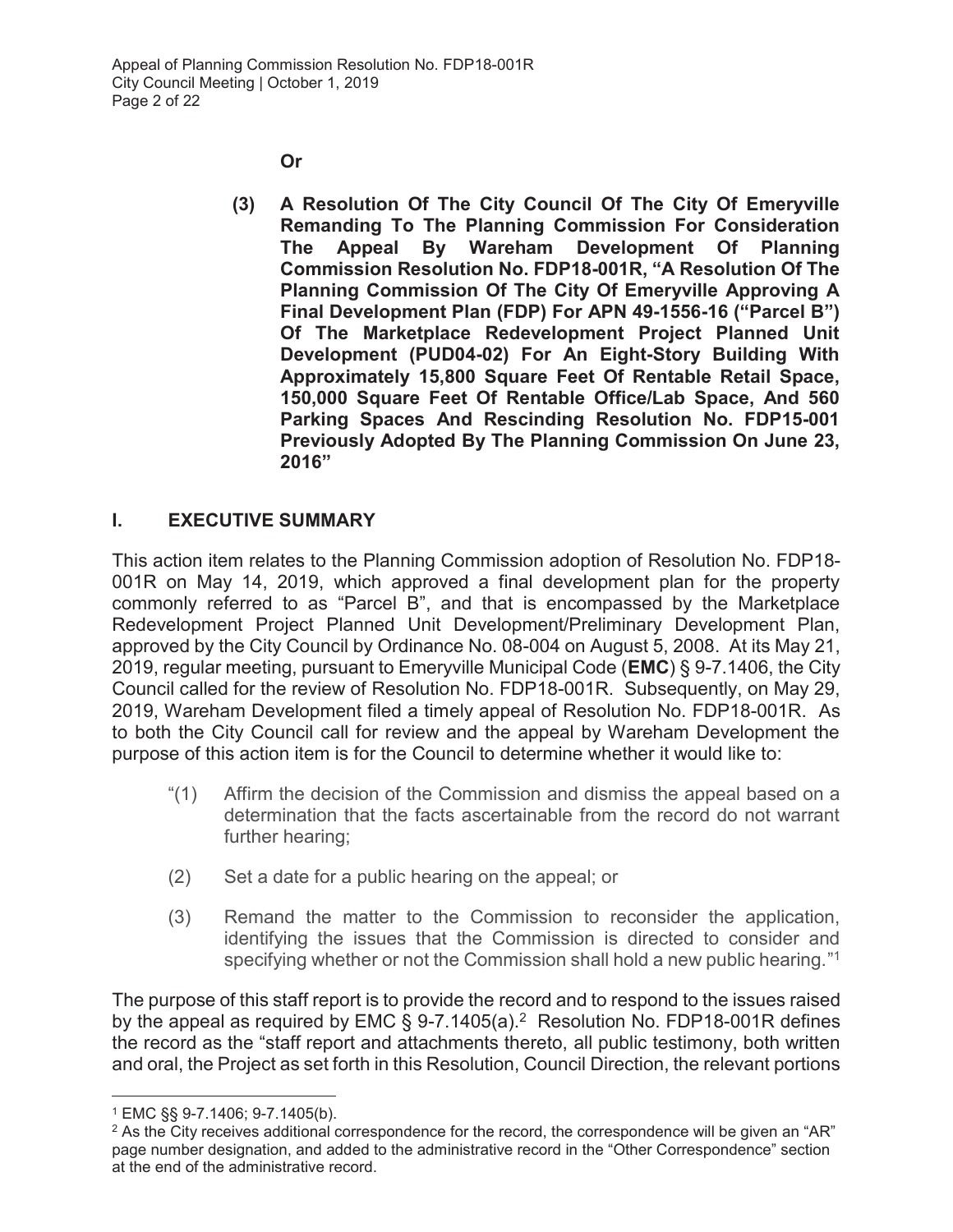**Or**

**(3) A Resolution Of The City Council Of The City Of Emeryville Remanding To The Planning Commission For Consideration The Appeal By Wareham Development Of Planning Commission Resolution No. FDP18-001R, "A Resolution Of The Planning Commission Of The City Of Emeryville Approving A Final Development Plan (FDP) For APN 49-1556-16 ("Parcel B") Of The Marketplace Redevelopment Project Planned Unit Development (PUD04-02) For An Eight-Story Building With Approximately 15,800 Square Feet Of Rentable Retail Space, 150,000 Square Feet Of Rentable Office/Lab Space, And 560 Parking Spaces And Rescinding Resolution No. FDP15-001 Previously Adopted By The Planning Commission On June 23, 2016"**

## I. EXECUTIVE SUMMARY

This action item relates to the Planning Commission adoption of Resolution No. FDP18-001R on May 14, 2019, which approved a final development plan for the property commonly referred to as "Parcel B", and that is encompassed by the Marketplace Redevelopment Project Planned Unit Development/Preliminary Development Plan, approved by the City Council by Ordinance No. 08-004 on August 5, 2008. At its May 21, 2019, regular meeting, pursuant to Emeryville Municipal Code (**EMC**) § 9-7.1406, the City Council called for the review of Resolution No. FDP18-001R. Subsequently, on May 29, 2019, Wareham Development filed a timely appeal of Resolution No. FDP18-001R. As to both the City Council call for review and the appeal by Wareham Development the purpose of this action item is for the Council to determine whether it would like to:

"(1) Affirm the decision of the Commission and dismiss the appeal based on a determination that the facts ascertainable from the record do not warrant further hearing;

(2) Set a date for a public hearing on the appeal; or

(3) Remand the matter to the Commission to reconsider the application, identifying the issues that the Commission is directed to consider and specifying whether or not the Commission shall hold a new public hearing."[1]

The purpose of this staff report is to provide the record and to respond to the issues raised by the appeal as required by EMC § 9-7.1405(a).[2] Resolution No. FDP18-001R defines the record as the "staff report and attachments thereto, all public testimony, both written and oral, the Project as set forth in this Resolution, Council Direction, the relevant portions

---

[1] EMC §§ 9-7.1406; 9-7.1405(b).

[2] As the City receives additional correspondence for the record, the correspondence will be given an "AR" page number designation, and added to the administrative record in the "Other Correspondence" section at the end of the administrative record.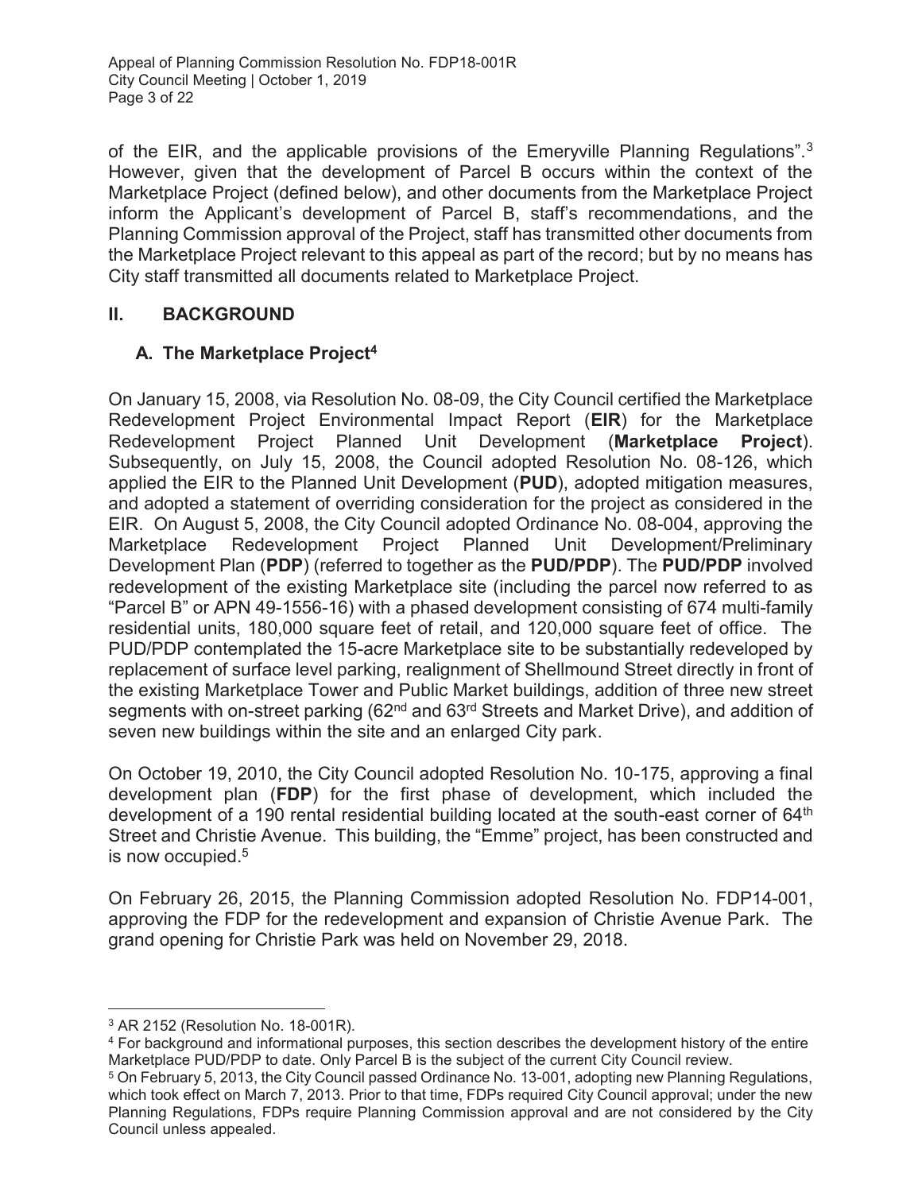of the EIR, and the applicable provisions of the Emeryville Planning Regulations".[3] However, given that the development of Parcel B occurs within the context of the Marketplace Project (defined below), and other documents from the Marketplace Project inform the Applicant's development of Parcel B, staff's recommendations, and the Planning Commission approval of the Project, staff has transmitted other documents from the Marketplace Project relevant to this appeal as part of the record; but by no means has City staff transmitted all documents related to Marketplace Project.

## II. BACKGROUND

### A. The Marketplace Project[4]

On January 15, 2008, via Resolution No. 08-09, the City Council certified the Marketplace Redevelopment Project Environmental Impact Report (**EIR**) for the Marketplace Redevelopment Project Planned Unit Development (**Marketplace Project**). Subsequently, on July 15, 2008, the Council adopted Resolution No. 08-126, which applied the EIR to the Planned Unit Development (**PUD**), adopted mitigation measures, and adopted a statement of overriding consideration for the project as considered in the EIR. On August 5, 2008, the City Council adopted Ordinance No. 08-004, approving the Marketplace Redevelopment Project Planned Unit Development/Preliminary Development Plan (**PDP**) (referred to together as the **PUD/PDP**). The **PUD/PDP** involved redevelopment of the existing Marketplace site (including the parcel now referred to as "Parcel B" or APN 49-1556-16) with a phased development consisting of 674 multi-family residential units, 180,000 square feet of retail, and 120,000 square feet of office. The PUD/PDP contemplated the 15-acre Marketplace site to be substantially redeveloped by replacement of surface level parking, realignment of Shellmound Street directly in front of the existing Marketplace Tower and Public Market buildings, addition of three new street segments with on-street parking (62nd and 63rd Streets and Market Drive), and addition of seven new buildings within the site and an enlarged City park.

On October 19, 2010, the City Council adopted Resolution No. 10-175, approving a final development plan (**FDP**) for the first phase of development, which included the development of a 190 rental residential building located at the south-east corner of 64th Street and Christie Avenue. This building, the "Emme" project, has been constructed and is now occupied.[5]

On February 26, 2015, the Planning Commission adopted Resolution No. FDP14-001, approving the FDP for the redevelopment and expansion of Christie Avenue Park. The grand opening for Christie Park was held on November 29, 2018.

---

[3] AR 2152 (Resolution No. 18-001R).

[4] For background and informational purposes, this section describes the development history of the entire Marketplace PUD/PDP to date. Only Parcel B is the subject of the current City Council review.

[5] On February 5, 2013, the City Council passed Ordinance No. 13-001, adopting new Planning Regulations, which took effect on March 7, 2013. Prior to that time, FDPs required City Council approval; under the new Planning Regulations, FDPs require Planning Commission approval and are not considered by the City Council unless appealed.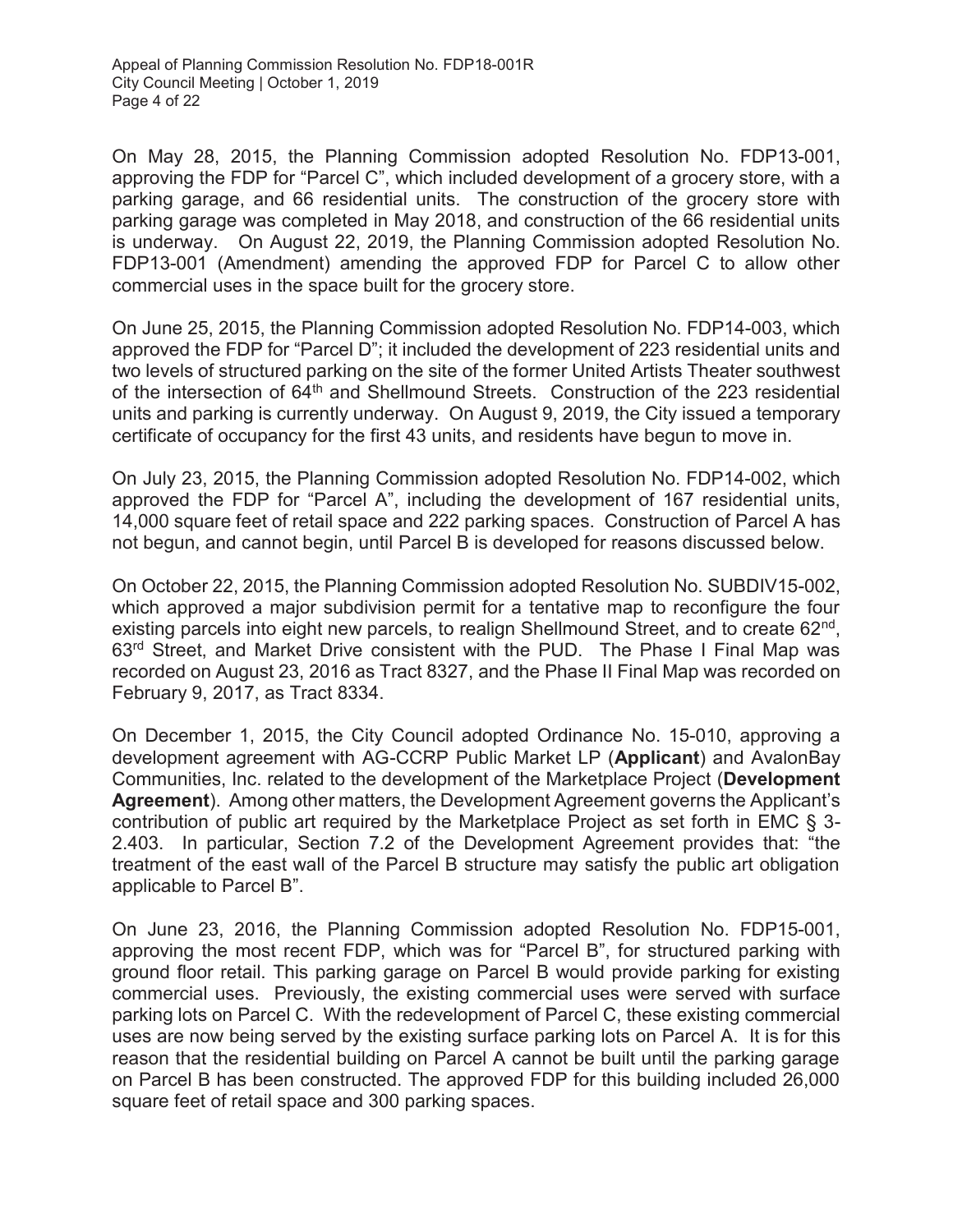On May 28, 2015, the Planning Commission adopted Resolution No. FDP13-001, approving the FDP for "Parcel C", which included development of a grocery store, with a parking garage, and 66 residential units. The construction of the grocery store with parking garage was completed in May 2018, and construction of the 66 residential units is underway. On August 22, 2019, the Planning Commission adopted Resolution No. FDP13-001 (Amendment) amending the approved FDP for Parcel C to allow other commercial uses in the space built for the grocery store.

On June 25, 2015, the Planning Commission adopted Resolution No. FDP14-003, which approved the FDP for "Parcel D"; it included the development of 223 residential units and two levels of structured parking on the site of the former United Artists Theater southwest of the intersection of 64th and Shellmound Streets. Construction of the 223 residential units and parking is currently underway. On August 9, 2019, the City issued a temporary certificate of occupancy for the first 43 units, and residents have begun to move in.

On July 23, 2015, the Planning Commission adopted Resolution No. FDP14-002, which approved the FDP for "Parcel A", including the development of 167 residential units, 14,000 square feet of retail space and 222 parking spaces. Construction of Parcel A has not begun, and cannot begin, until Parcel B is developed for reasons discussed below.

On October 22, 2015, the Planning Commission adopted Resolution No. SUBDIV15-002, which approved a major subdivision permit for a tentative map to reconfigure the four existing parcels into eight new parcels, to realign Shellmound Street, and to create 62nd, 63rd Street, and Market Drive consistent with the PUD. The Phase I Final Map was recorded on August 23, 2016 as Tract 8327, and the Phase II Final Map was recorded on February 9, 2017, as Tract 8334.

On December 1, 2015, the City Council adopted Ordinance No. 15-010, approving a development agreement with AG-CCRP Public Market LP (**Applicant**) and AvalonBay Communities, Inc. related to the development of the Marketplace Project (**Development Agreement**). Among other matters, the Development Agreement governs the Applicant's contribution of public art required by the Marketplace Project as set forth in EMC § 3-2.403. In particular, Section 7.2 of the Development Agreement provides that: "the treatment of the east wall of the Parcel B structure may satisfy the public art obligation applicable to Parcel B".

On June 23, 2016, the Planning Commission adopted Resolution No. FDP15-001, approving the most recent FDP, which was for "Parcel B", for structured parking with ground floor retail. This parking garage on Parcel B would provide parking for existing commercial uses. Previously, the existing commercial uses were served with surface parking lots on Parcel C. With the redevelopment of Parcel C, these existing commercial uses are now being served by the existing surface parking lots on Parcel A. It is for this reason that the residential building on Parcel A cannot be built until the parking garage on Parcel B has been constructed. The approved FDP for this building included 26,000 square feet of retail space and 300 parking spaces.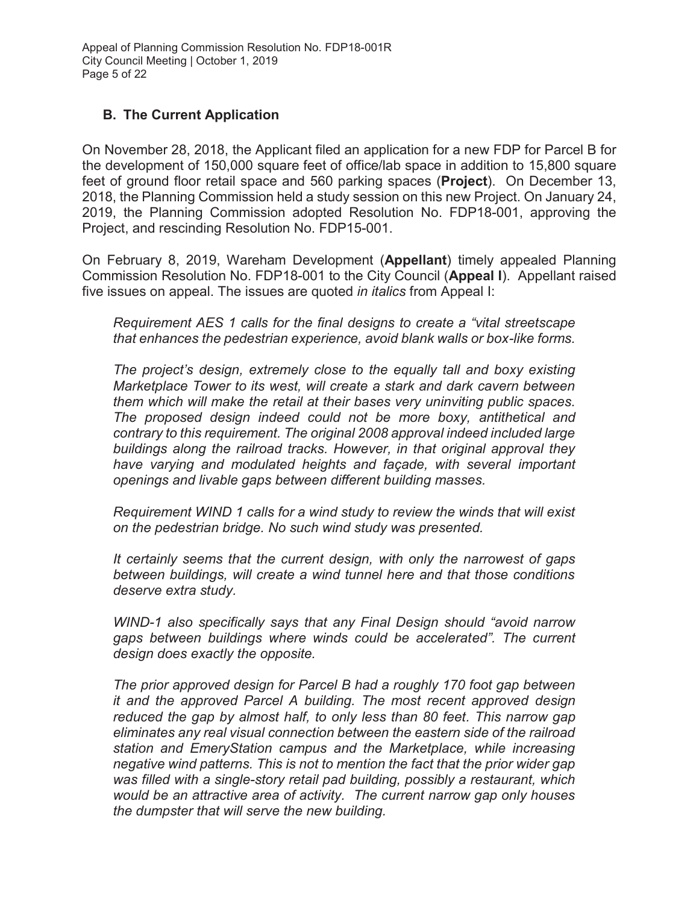## B. The Current Application

On November 28, 2018, the Applicant filed an application for a new FDP for Parcel B for the development of 150,000 square feet of office/lab space in addition to 15,800 square feet of ground floor retail space and 560 parking spaces (**Project**). On December 13, 2018, the Planning Commission held a study session on this new Project. On January 24, 2019, the Planning Commission adopted Resolution No. FDP18-001, approving the Project, and rescinding Resolution No. FDP15-001.

On February 8, 2019, Wareham Development (**Appellant**) timely appealed Planning Commission Resolution No. FDP18-001 to the City Council (**Appeal I**). Appellant raised five issues on appeal. The issues are quoted *in italics* from Appeal I:

> *Requirement AES 1 calls for the final designs to create a "vital streetscape that enhances the pedestrian experience, avoid blank walls or box-like forms.*
>
> *The project's design, extremely close to the equally tall and boxy existing Marketplace Tower to its west, will create a stark and dark cavern between them which will make the retail at their bases very uninviting public spaces. The proposed design indeed could not be more boxy, antithetical and contrary to this requirement. The original 2008 approval indeed included large buildings along the railroad tracks. However, in that original approval they have varying and modulated heights and façade, with several important openings and livable gaps between different building masses.*
>
> *Requirement WIND 1 calls for a wind study to review the winds that will exist on the pedestrian bridge. No such wind study was presented.*
>
> *It certainly seems that the current design, with only the narrowest of gaps between buildings, will create a wind tunnel here and that those conditions deserve extra study.*
>
> *WIND-1 also specifically says that any Final Design should "avoid narrow gaps between buildings where winds could be accelerated". The current design does exactly the opposite.*
>
> *The prior approved design for Parcel B had a roughly 170 foot gap between it and the approved Parcel A building. The most recent approved design reduced the gap by almost half, to only less than 80 feet. This narrow gap eliminates any real visual connection between the eastern side of the railroad station and EmeryStation campus and the Marketplace, while increasing negative wind patterns. This is not to mention the fact that the prior wider gap was filled with a single-story retail pad building, possibly a restaurant, which would be an attractive area of activity. The current narrow gap only houses the dumpster that will serve the new building.*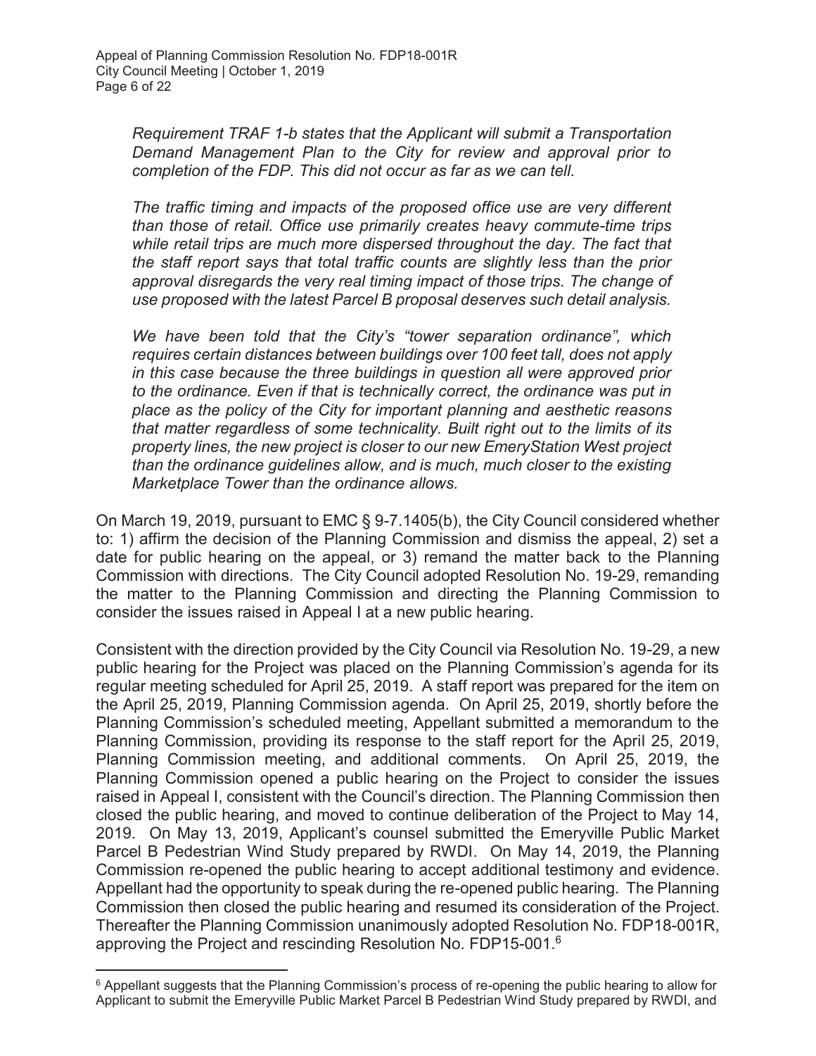*Requirement TRAF 1-b states that the Applicant will submit a Transportation Demand Management Plan to the City for review and approval prior to completion of the FDP. This did not occur as far as we can tell.*

*The traffic timing and impacts of the proposed office use are very different than those of retail. Office use primarily creates heavy commute-time trips while retail trips are much more dispersed throughout the day. The fact that the staff report says that total traffic counts are slightly less than the prior approval disregards the very real timing impact of those trips. The change of use proposed with the latest Parcel B proposal deserves such detail analysis.*

*We have been told that the City's "tower separation ordinance", which requires certain distances between buildings over 100 feet tall, does not apply in this case because the three buildings in question all were approved prior to the ordinance. Even if that is technically correct, the ordinance was put in place as the policy of the City for important planning and aesthetic reasons that matter regardless of some technicality. Built right out to the limits of its property lines, the new project is closer to our new EmeryStation West project than the ordinance guidelines allow, and is much, much closer to the existing Marketplace Tower than the ordinance allows.*

On March 19, 2019, pursuant to EMC § 9-7.1405(b), the City Council considered whether to: 1) affirm the decision of the Planning Commission and dismiss the appeal, 2) set a date for public hearing on the appeal, or 3) remand the matter back to the Planning Commission with directions. The City Council adopted Resolution No. 19-29, remanding the matter to the Planning Commission and directing the Planning Commission to consider the issues raised in Appeal I at a new public hearing.

Consistent with the direction provided by the City Council via Resolution No. 19-29, a new public hearing for the Project was placed on the Planning Commission's agenda for its regular meeting scheduled for April 25, 2019. A staff report was prepared for the item on the April 25, 2019, Planning Commission agenda. On April 25, 2019, shortly before the Planning Commission's scheduled meeting, Appellant submitted a memorandum to the Planning Commission, providing its response to the staff report for the April 25, 2019, Planning Commission meeting, and additional comments. On April 25, 2019, the Planning Commission opened a public hearing on the Project to consider the issues raised in Appeal I, consistent with the Council's direction. The Planning Commission then closed the public hearing, and moved to continue deliberation of the Project to May 14, 2019. On May 13, 2019, Applicant's counsel submitted the Emeryville Public Market Parcel B Pedestrian Wind Study prepared by RWDI. On May 14, 2019, the Planning Commission re-opened the public hearing to accept additional testimony and evidence. Appellant had the opportunity to speak during the re-opened public hearing. The Planning Commission then closed the public hearing and resumed its consideration of the Project. Thereafter the Planning Commission unanimously adopted Resolution No. FDP18-001R, approving the Project and rescinding Resolution No. FDP15-001.[6]

---

[6] Appellant suggests that the Planning Commission's process of re-opening the public hearing to allow for Applicant to submit the Emeryville Public Market Parcel B Pedestrian Wind Study prepared by RWDI, and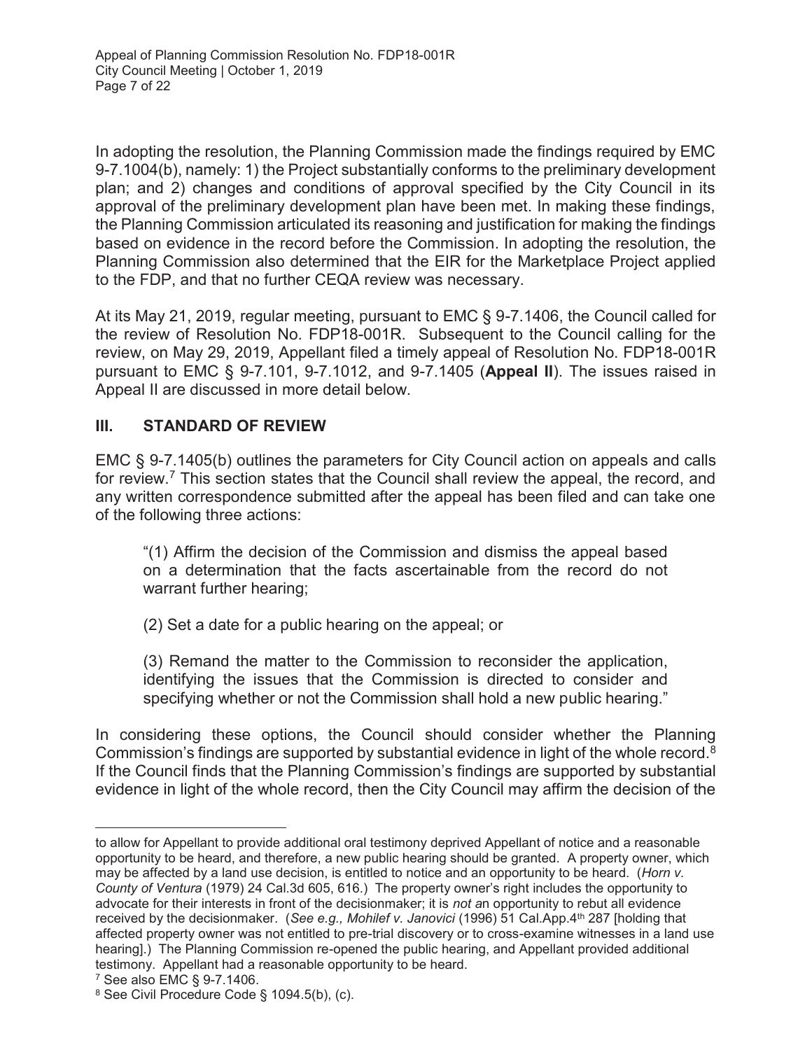In adopting the resolution, the Planning Commission made the findings required by EMC 9-7.1004(b), namely: 1) the Project substantially conforms to the preliminary development plan; and 2) changes and conditions of approval specified by the City Council in its approval of the preliminary development plan have been met. In making these findings, the Planning Commission articulated its reasoning and justification for making the findings based on evidence in the record before the Commission. In adopting the resolution, the Planning Commission also determined that the EIR for the Marketplace Project applied to the FDP, and that no further CEQA review was necessary.

At its May 21, 2019, regular meeting, pursuant to EMC § 9-7.1406, the Council called for the review of Resolution No. FDP18-001R. Subsequent to the Council calling for the review, on May 29, 2019, Appellant filed a timely appeal of Resolution No. FDP18-001R pursuant to EMC § 9-7.101, 9-7.1012, and 9-7.1405 (**Appeal II**). The issues raised in Appeal II are discussed in more detail below.

## III. STANDARD OF REVIEW

EMC § 9-7.1405(b) outlines the parameters for City Council action on appeals and calls for review.[7] This section states that the Council shall review the appeal, the record, and any written correspondence submitted after the appeal has been filed and can take one of the following three actions:

> "(1) Affirm the decision of the Commission and dismiss the appeal based on a determination that the facts ascertainable from the record do not warrant further hearing;
>
> (2) Set a date for a public hearing on the appeal; or
>
> (3) Remand the matter to the Commission to reconsider the application, identifying the issues that the Commission is directed to consider and specifying whether or not the Commission shall hold a new public hearing."

In considering these options, the Council should consider whether the Planning Commission's findings are supported by substantial evidence in light of the whole record.[8] If the Council finds that the Planning Commission's findings are supported by substantial evidence in light of the whole record, then the City Council may affirm the decision of the

---

to allow for Appellant to provide additional oral testimony deprived Appellant of notice and a reasonable opportunity to be heard, and therefore, a new public hearing should be granted. A property owner, which may be affected by a land use decision, is entitled to notice and an opportunity to be heard. (*Horn v. County of Ventura* (1979) 24 Cal.3d 605, 616.) The property owner's right includes the opportunity to advocate for their interests in front of the decisionmaker; it is *not* an opportunity to rebut all evidence received by the decisionmaker. (*See e.g., Mohilef v. Janovici* (1996) 51 Cal.App.4th 287 [holding that affected property owner was not entitled to pre-trial discovery or to cross-examine witnesses in a land use hearing].) The Planning Commission re-opened the public hearing, and Appellant provided additional testimony. Appellant had a reasonable opportunity to be heard.

[7] See also EMC § 9-7.1406.

[8] See Civil Procedure Code § 1094.5(b), (c).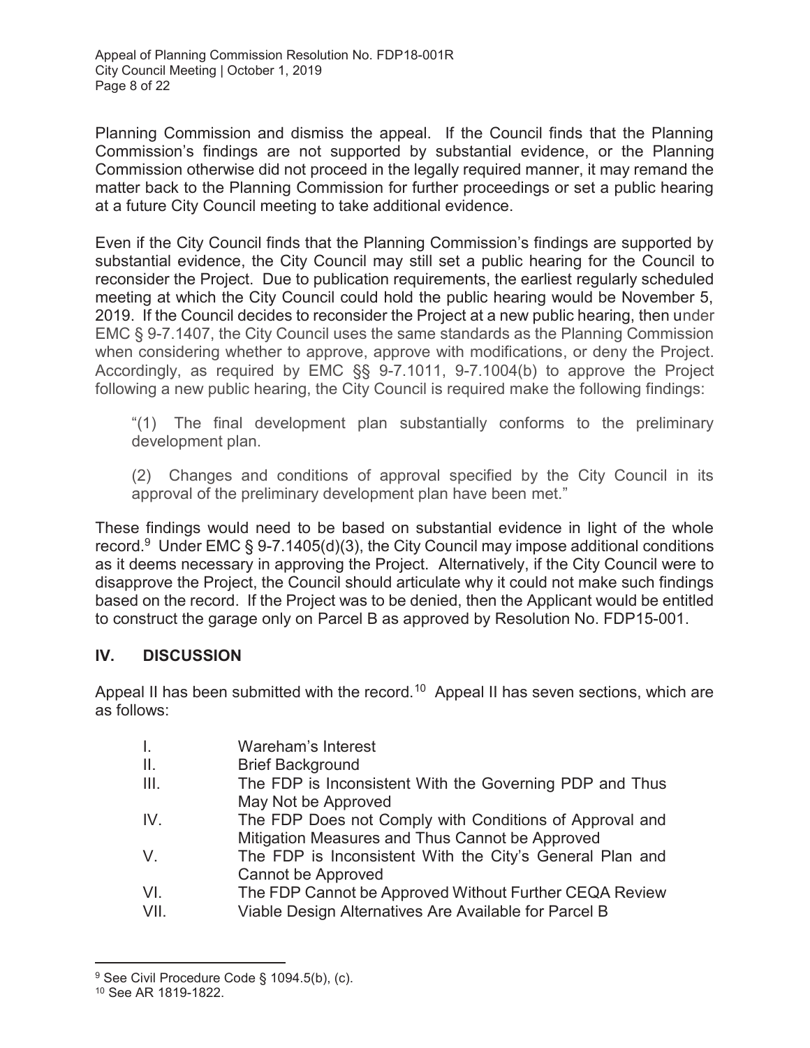Planning Commission and dismiss the appeal. If the Council finds that the Planning Commission's findings are not supported by substantial evidence, or the Planning Commission otherwise did not proceed in the legally required manner, it may remand the matter back to the Planning Commission for further proceedings or set a public hearing at a future City Council meeting to take additional evidence.

Even if the City Council finds that the Planning Commission's findings are supported by substantial evidence, the City Council may still set a public hearing for the Council to reconsider the Project. Due to publication requirements, the earliest regularly scheduled meeting at which the City Council could hold the public hearing would be November 5, 2019. If the Council decides to reconsider the Project at a new public hearing, then under EMC § 9-7.1407, the City Council uses the same standards as the Planning Commission when considering whether to approve, approve with modifications, or deny the Project. Accordingly, as required by EMC §§ 9-7.1011, 9-7.1004(b) to approve the Project following a new public hearing, the City Council is required make the following findings:

> "(1) The final development plan substantially conforms to the preliminary development plan.
>
> (2) Changes and conditions of approval specified by the City Council in its approval of the preliminary development plan have been met."

These findings would need to be based on substantial evidence in light of the whole record.[9] Under EMC § 9-7.1405(d)(3), the City Council may impose additional conditions as it deems necessary in approving the Project. Alternatively, if the City Council were to disapprove the Project, the Council should articulate why it could not make such findings based on the record. If the Project was to be denied, then the Applicant would be entitled to construct the garage only on Parcel B as approved by Resolution No. FDP15-001.

## IV. DISCUSSION

Appeal II has been submitted with the record.[10] Appeal II has seven sections, which are as follows:

- I. Wareham's Interest
- II. Brief Background
- III. The FDP is Inconsistent With the Governing PDP and Thus May Not be Approved
- IV. The FDP Does not Comply with Conditions of Approval and Mitigation Measures and Thus Cannot be Approved
- V. The FDP is Inconsistent With the City's General Plan and Cannot be Approved
- VI. The FDP Cannot be Approved Without Further CEQA Review
- VII. Viable Design Alternatives Are Available for Parcel B

---

[9] See Civil Procedure Code § 1094.5(b), (c).

[10] See AR 1819-1822.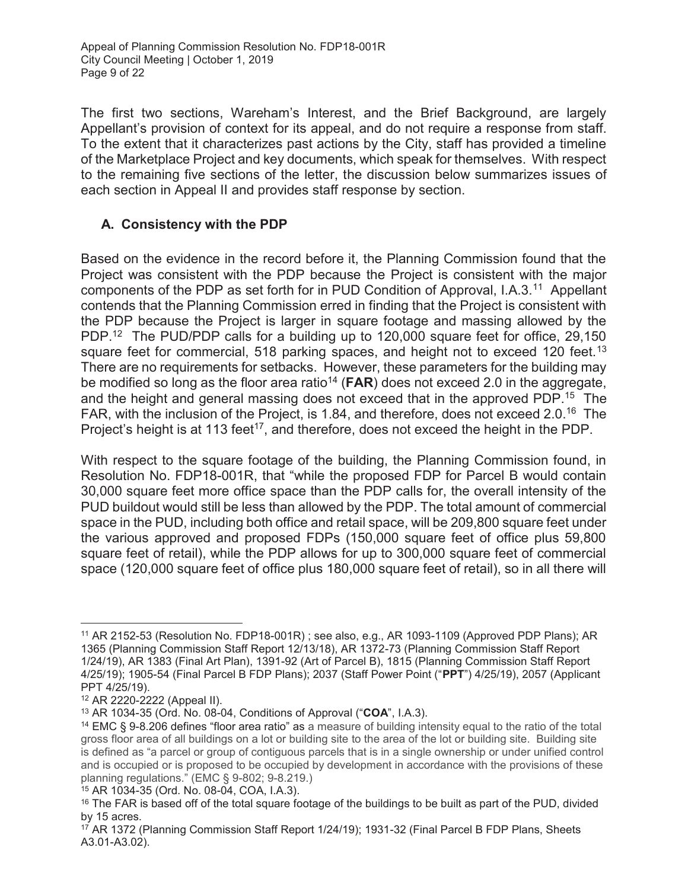The first two sections, Wareham's Interest, and the Brief Background, are largely Appellant's provision of context for its appeal, and do not require a response from staff. To the extent that it characterizes past actions by the City, staff has provided a timeline of the Marketplace Project and key documents, which speak for themselves. With respect to the remaining five sections of the letter, the discussion below summarizes issues of each section in Appeal II and provides staff response by section.

## A. Consistency with the PDP

Based on the evidence in the record before it, the Planning Commission found that the Project was consistent with the PDP because the Project is consistent with the major components of the PDP as set forth for in PUD Condition of Approval, I.A.3.[11] Appellant contends that the Planning Commission erred in finding that the Project is consistent with the PDP because the Project is larger in square footage and massing allowed by the PDP.[12] The PUD/PDP calls for a building up to 120,000 square feet for office, 29,150 square feet for commercial, 518 parking spaces, and height not to exceed 120 feet.[13] There are no requirements for setbacks. However, these parameters for the building may be modified so long as the floor area ratio[14] (**FAR**) does not exceed 2.0 in the aggregate, and the height and general massing does not exceed that in the approved PDP.[15] The FAR, with the inclusion of the Project, is 1.84, and therefore, does not exceed 2.0.[16] The Project's height is at 113 feet[17], and therefore, does not exceed the height in the PDP.

With respect to the square footage of the building, the Planning Commission found, in Resolution No. FDP18-001R, that "while the proposed FDP for Parcel B would contain 30,000 square feet more office space than the PDP calls for, the overall intensity of the PUD buildout would still be less than allowed by the PDP. The total amount of commercial space in the PUD, including both office and retail space, will be 209,800 square feet under the various approved and proposed FDPs (150,000 square feet of office plus 59,800 square feet of retail), while the PDP allows for up to 300,000 square feet of commercial space (120,000 square feet of office plus 180,000 square feet of retail), so in all there will

---

[11] AR 2152-53 (Resolution No. FDP18-001R) ; see also, e.g., AR 1093-1109 (Approved PDP Plans); AR 1365 (Planning Commission Staff Report 12/13/18), AR 1372-73 (Planning Commission Staff Report 1/24/19), AR 1383 (Final Art Plan), 1391-92 (Art of Parcel B), 1815 (Planning Commission Staff Report 4/25/19); 1905-54 (Final Parcel B FDP Plans); 2037 (Staff Power Point ("**PPT**") 4/25/19), 2057 (Applicant PPT 4/25/19).

[12] AR 2220-2222 (Appeal II).

[13] AR 1034-35 (Ord. No. 08-04, Conditions of Approval ("**COA**", I.A.3).

[14] EMC § 9-8.206 defines "floor area ratio" as a measure of building intensity equal to the ratio of the total gross floor area of all buildings on a lot or building site to the area of the lot or building site. Building site is defined as "a parcel or group of contiguous parcels that is in a single ownership or under unified control and is occupied or is proposed to be occupied by development in accordance with the provisions of these planning regulations." (EMC § 9-802; 9-8.219.)

[15] AR 1034-35 (Ord. No. 08-04, COA, I.A.3).

[16] The FAR is based off of the total square footage of the buildings to be built as part of the PUD, divided by 15 acres.

[17] AR 1372 (Planning Commission Staff Report 1/24/19); 1931-32 (Final Parcel B FDP Plans, Sheets A3.01-A3.02).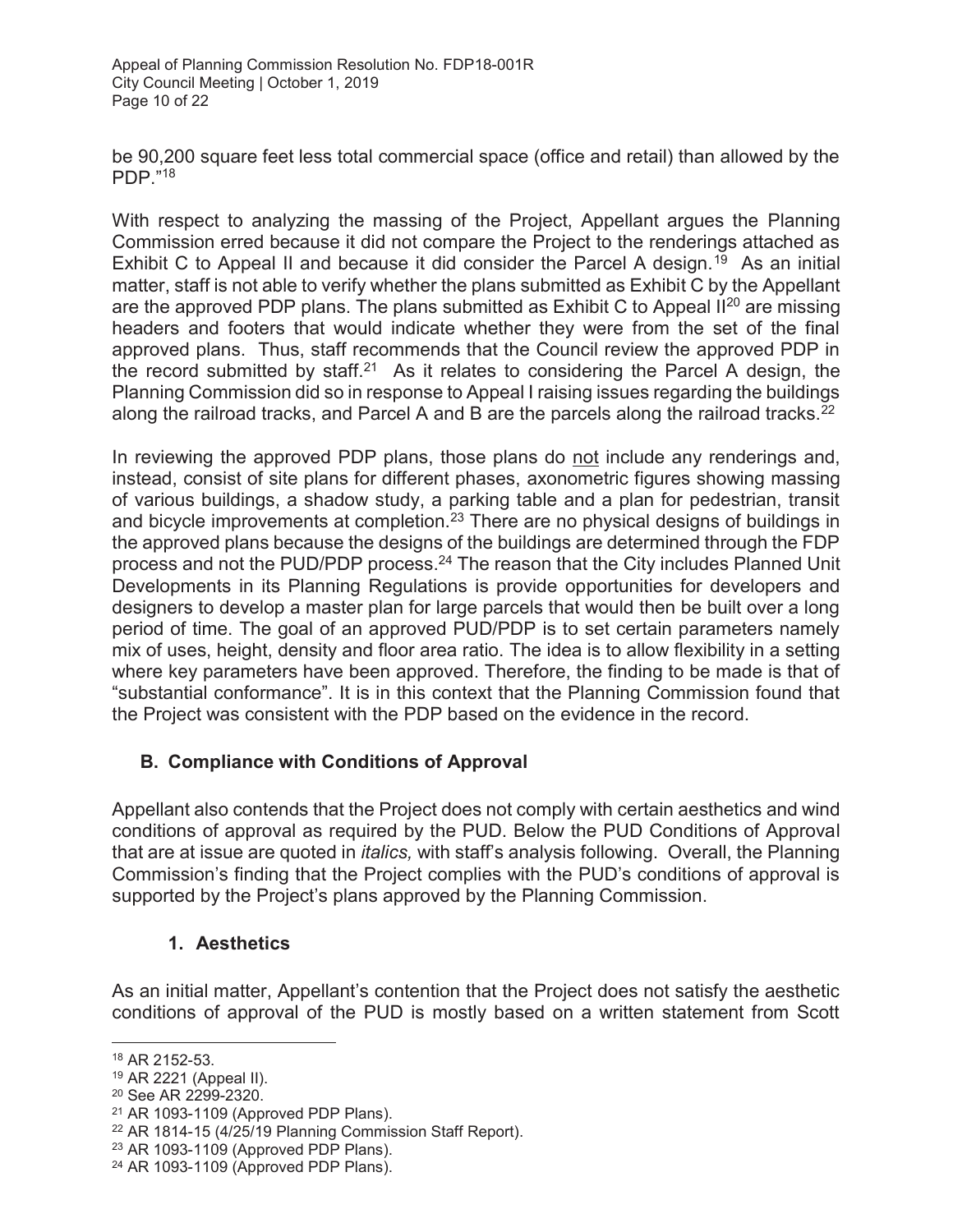be 90,200 square feet less total commercial space (office and retail) than allowed by the PDP."[18]

With respect to analyzing the massing of the Project, Appellant argues the Planning Commission erred because it did not compare the Project to the renderings attached as Exhibit C to Appeal II and because it did consider the Parcel A design.[19] As an initial matter, staff is not able to verify whether the plans submitted as Exhibit C by the Appellant are the approved PDP plans. The plans submitted as Exhibit C to Appeal II[20] are missing headers and footers that would indicate whether they were from the set of the final approved plans. Thus, staff recommends that the Council review the approved PDP in the record submitted by staff.[21] As it relates to considering the Parcel A design, the Planning Commission did so in response to Appeal I raising issues regarding the buildings along the railroad tracks, and Parcel A and B are the parcels along the railroad tracks.[22]

In reviewing the approved PDP plans, those plans do <u>not</u> include any renderings and, instead, consist of site plans for different phases, axonometric figures showing massing of various buildings, a shadow study, a parking table and a plan for pedestrian, transit and bicycle improvements at completion.[23] There are no physical designs of buildings in the approved plans because the designs of the buildings are determined through the FDP process and not the PUD/PDP process.[24] The reason that the City includes Planned Unit Developments in its Planning Regulations is provide opportunities for developers and designers to develop a master plan for large parcels that would then be built over a long period of time. The goal of an approved PUD/PDP is to set certain parameters namely mix of uses, height, density and floor area ratio. The idea is to allow flexibility in a setting where key parameters have been approved. Therefore, the finding to be made is that of "substantial conformance". It is in this context that the Planning Commission found that the Project was consistent with the PDP based on the evidence in the record.

## B. Compliance with Conditions of Approval

Appellant also contends that the Project does not comply with certain aesthetics and wind conditions of approval as required by the PUD. Below the PUD Conditions of Approval that are at issue are quoted in *italics,* with staff's analysis following. Overall, the Planning Commission's finding that the Project complies with the PUD's conditions of approval is supported by the Project's plans approved by the Planning Commission.

### 1. Aesthetics

As an initial matter, Appellant's contention that the Project does not satisfy the aesthetic conditions of approval of the PUD is mostly based on a written statement from Scott

---

[18] AR 2152-53.

[19] AR 2221 (Appeal II).

[20] See AR 2299-2320.

[21] AR 1093-1109 (Approved PDP Plans).

[22] AR 1814-15 (4/25/19 Planning Commission Staff Report).

[23] AR 1093-1109 (Approved PDP Plans).

[24] AR 1093-1109 (Approved PDP Plans).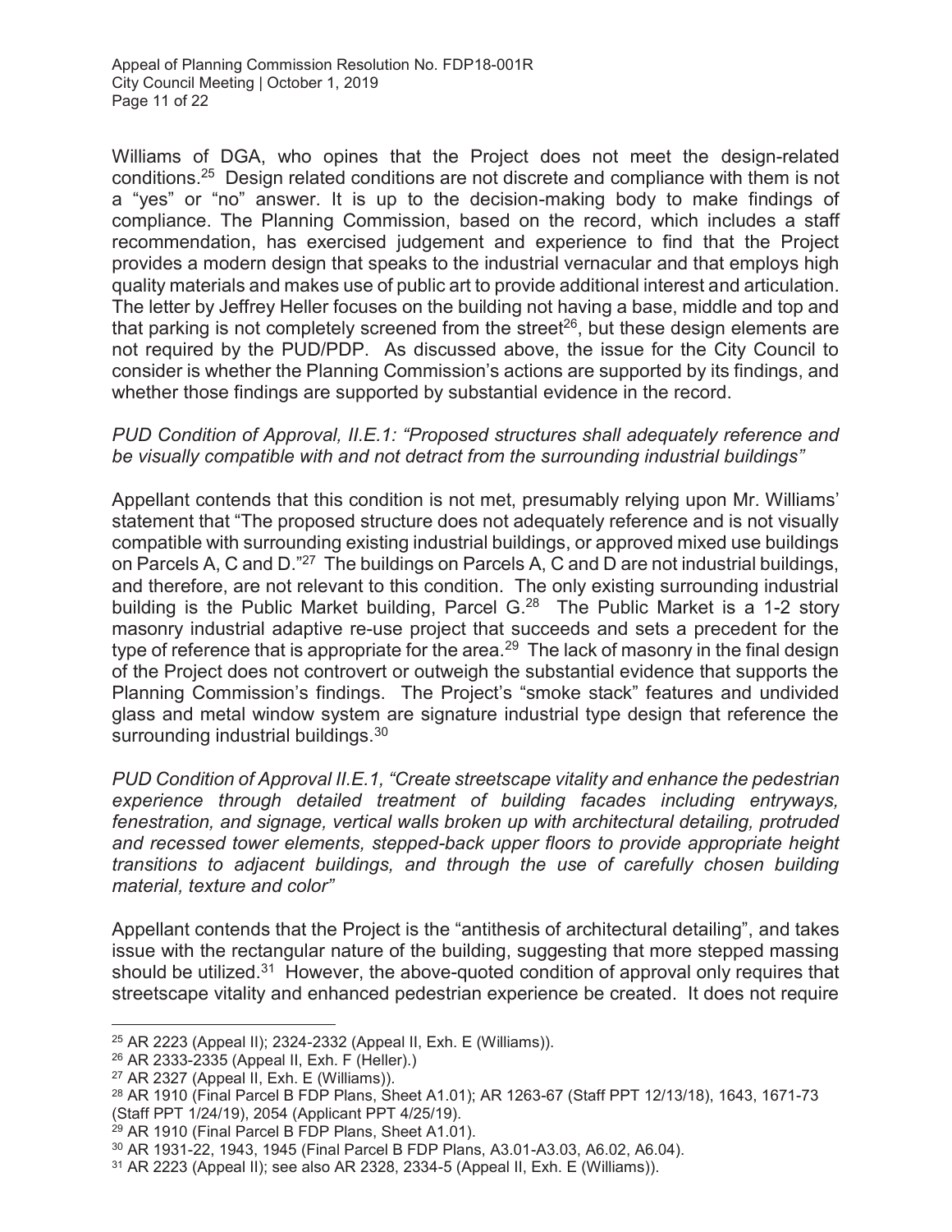Williams of DGA, who opines that the Project does not meet the design-related conditions.[25] Design related conditions are not discrete and compliance with them is not a "yes" or "no" answer. It is up to the decision-making body to make findings of compliance. The Planning Commission, based on the record, which includes a staff recommendation, has exercised judgement and experience to find that the Project provides a modern design that speaks to the industrial vernacular and that employs high quality materials and makes use of public art to provide additional interest and articulation. The letter by Jeffrey Heller focuses on the building not having a base, middle and top and that parking is not completely screened from the street[26], but these design elements are not required by the PUD/PDP. As discussed above, the issue for the City Council to consider is whether the Planning Commission's actions are supported by its findings, and whether those findings are supported by substantial evidence in the record.

*PUD Condition of Approval, II.E.1: "Proposed structures shall adequately reference and be visually compatible with and not detract from the surrounding industrial buildings"*

Appellant contends that this condition is not met, presumably relying upon Mr. Williams' statement that "The proposed structure does not adequately reference and is not visually compatible with surrounding existing industrial buildings, or approved mixed use buildings on Parcels A, C and D."[27] The buildings on Parcels A, C and D are not industrial buildings, and therefore, are not relevant to this condition. The only existing surrounding industrial building is the Public Market building, Parcel G.[28] The Public Market is a 1-2 story masonry industrial adaptive re-use project that succeeds and sets a precedent for the type of reference that is appropriate for the area.[29] The lack of masonry in the final design of the Project does not controvert or outweigh the substantial evidence that supports the Planning Commission's findings. The Project's "smoke stack" features and undivided glass and metal window system are signature industrial type design that reference the surrounding industrial buildings.[30]

*PUD Condition of Approval II.E.1, "Create streetscape vitality and enhance the pedestrian experience through detailed treatment of building facades including entryways, fenestration, and signage, vertical walls broken up with architectural detailing, protruded and recessed tower elements, stepped-back upper floors to provide appropriate height transitions to adjacent buildings, and through the use of carefully chosen building material, texture and color"*

Appellant contends that the Project is the "antithesis of architectural detailing", and takes issue with the rectangular nature of the building, suggesting that more stepped massing should be utilized.[31] However, the above-quoted condition of approval only requires that streetscape vitality and enhanced pedestrian experience be created. It does not require

---

[25] AR 2223 (Appeal II); 2324-2332 (Appeal II, Exh. E (Williams)).

[26] AR 2333-2335 (Appeal II, Exh. F (Heller).)

[27] AR 2327 (Appeal II, Exh. E (Williams)).

[28] AR 1910 (Final Parcel B FDP Plans, Sheet A1.01); AR 1263-67 (Staff PPT 12/13/18), 1643, 1671-73 (Staff PPT 1/24/19), 2054 (Applicant PPT 4/25/19).

[29] AR 1910 (Final Parcel B FDP Plans, Sheet A1.01).

[30] AR 1931-22, 1943, 1945 (Final Parcel B FDP Plans, A3.01-A3.03, A6.02, A6.04).

[31] AR 2223 (Appeal II); see also AR 2328, 2334-5 (Appeal II, Exh. E (Williams)).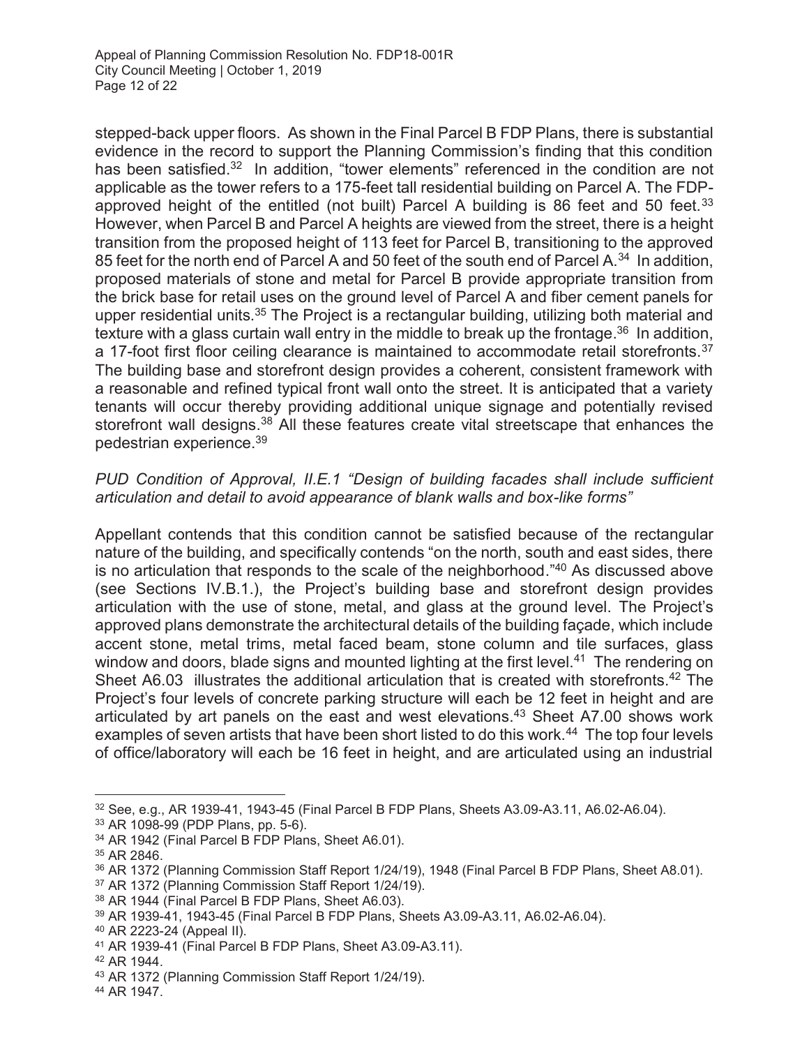stepped-back upper floors. As shown in the Final Parcel B FDP Plans, there is substantial evidence in the record to support the Planning Commission's finding that this condition has been satisfied.[32] In addition, "tower elements" referenced in the condition are not applicable as the tower refers to a 175-feet tall residential building on Parcel A. The FDP-approved height of the entitled (not built) Parcel A building is 86 feet and 50 feet.[33] However, when Parcel B and Parcel A heights are viewed from the street, there is a height transition from the proposed height of 113 feet for Parcel B, transitioning to the approved 85 feet for the north end of Parcel A and 50 feet of the south end of Parcel A.[34] In addition, proposed materials of stone and metal for Parcel B provide appropriate transition from the brick base for retail uses on the ground level of Parcel A and fiber cement panels for upper residential units.[35] The Project is a rectangular building, utilizing both material and texture with a glass curtain wall entry in the middle to break up the frontage.[36] In addition, a 17-foot first floor ceiling clearance is maintained to accommodate retail storefronts.[37] The building base and storefront design provides a coherent, consistent framework with a reasonable and refined typical front wall onto the street. It is anticipated that a variety tenants will occur thereby providing additional unique signage and potentially revised storefront wall designs.[38] All these features create vital streetscape that enhances the pedestrian experience.[39]

*PUD Condition of Approval, II.E.1 "Design of building facades shall include sufficient articulation and detail to avoid appearance of blank walls and box-like forms"*

Appellant contends that this condition cannot be satisfied because of the rectangular nature of the building, and specifically contends "on the north, south and east sides, there is no articulation that responds to the scale of the neighborhood."[40] As discussed above (see Sections IV.B.1.), the Project's building base and storefront design provides articulation with the use of stone, metal, and glass at the ground level. The Project's approved plans demonstrate the architectural details of the building façade, which include accent stone, metal trims, metal faced beam, stone column and tile surfaces, glass window and doors, blade signs and mounted lighting at the first level.[41] The rendering on Sheet A6.03 illustrates the additional articulation that is created with storefronts.[42] The Project's four levels of concrete parking structure will each be 12 feet in height and are articulated by art panels on the east and west elevations.[43] Sheet A7.00 shows work examples of seven artists that have been short listed to do this work.[44] The top four levels of office/laboratory will each be 16 feet in height, and are articulated using an industrial

---

[32] See, e.g., AR 1939-41, 1943-45 (Final Parcel B FDP Plans, Sheets A3.09-A3.11, A6.02-A6.04).

[33] AR 1098-99 (PDP Plans, pp. 5-6).

[34] AR 1942 (Final Parcel B FDP Plans, Sheet A6.01).

[35] AR 2846.

[36] AR 1372 (Planning Commission Staff Report 1/24/19), 1948 (Final Parcel B FDP Plans, Sheet A8.01).

[37] AR 1372 (Planning Commission Staff Report 1/24/19).

[38] AR 1944 (Final Parcel B FDP Plans, Sheet A6.03).

[39] AR 1939-41, 1943-45 (Final Parcel B FDP Plans, Sheets A3.09-A3.11, A6.02-A6.04).

[40] AR 2223-24 (Appeal II).

[41] AR 1939-41 (Final Parcel B FDP Plans, Sheet A3.09-A3.11).

[42] AR 1944.

[43] AR 1372 (Planning Commission Staff Report 1/24/19).

[44] AR 1947.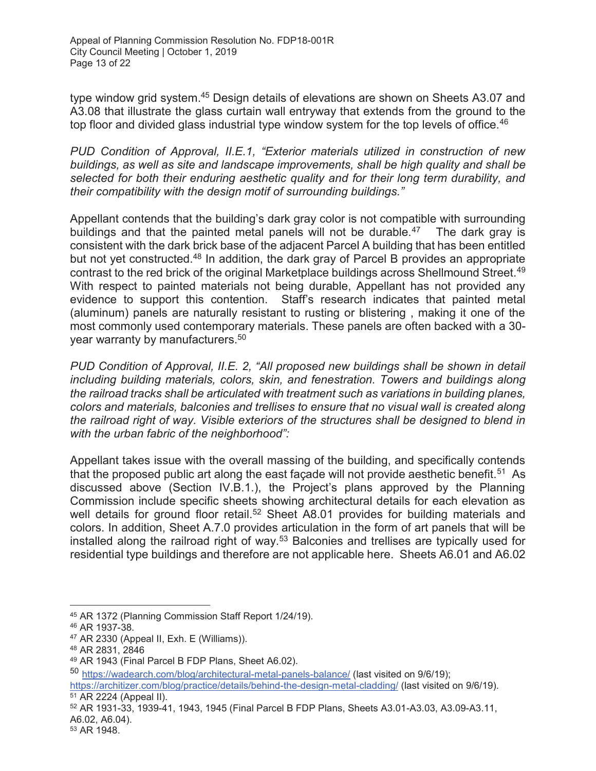type window grid system.[45] Design details of elevations are shown on Sheets A3.07 and A3.08 that illustrate the glass curtain wall entryway that extends from the ground to the top floor and divided glass industrial type window system for the top levels of office.[46]

*PUD Condition of Approval, II.E.1, "Exterior materials utilized in construction of new buildings, as well as site and landscape improvements, shall be high quality and shall be selected for both their enduring aesthetic quality and for their long term durability, and their compatibility with the design motif of surrounding buildings."*

Appellant contends that the building's dark gray color is not compatible with surrounding buildings and that the painted metal panels will not be durable.[47] The dark gray is consistent with the dark brick base of the adjacent Parcel A building that has been entitled but not yet constructed.[48] In addition, the dark gray of Parcel B provides an appropriate contrast to the red brick of the original Marketplace buildings across Shellmound Street.[49] With respect to painted materials not being durable, Appellant has not provided any evidence to support this contention. Staff's research indicates that painted metal (aluminum) panels are naturally resistant to rusting or blistering , making it one of the most commonly used contemporary materials. These panels are often backed with a 30-year warranty by manufacturers.[50]

*PUD Condition of Approval, II.E. 2, "All proposed new buildings shall be shown in detail including building materials, colors, skin, and fenestration. Towers and buildings along the railroad tracks shall be articulated with treatment such as variations in building planes, colors and materials, balconies and trellises to ensure that no visual wall is created along the railroad right of way. Visible exteriors of the structures shall be designed to blend in with the urban fabric of the neighborhood":*

Appellant takes issue with the overall massing of the building, and specifically contends that the proposed public art along the east façade will not provide aesthetic benefit.[51] As discussed above (Section IV.B.1.), the Project's plans approved by the Planning Commission include specific sheets showing architectural details for each elevation as well details for ground floor retail.[52] Sheet A8.01 provides for building materials and colors. In addition, Sheet A.7.0 provides articulation in the form of art panels that will be installed along the railroad right of way.[53] Balconies and trellises are typically used for residential type buildings and therefore are not applicable here. Sheets A6.01 and A6.02

---

[45] AR 1372 (Planning Commission Staff Report 1/24/19).

[46] AR 1937-38.

[47] AR 2330 (Appeal II, Exh. E (Williams)).

[48] AR 2831, 2846

[49] AR 1943 (Final Parcel B FDP Plans, Sheet A6.02).

[50] https://wadearch.com/blog/architectural-metal-panels-balance/ (last visited on 9/6/19); https://architizer.com/blog/practice/details/behind-the-design-metal-cladding/ (last visited on 9/6/19).

[51] AR 2224 (Appeal II).

[52] AR 1931-33, 1939-41, 1943, 1945 (Final Parcel B FDP Plans, Sheets A3.01-A3.03, A3.09-A3.11, A6.02, A6.04).

[53] AR 1948.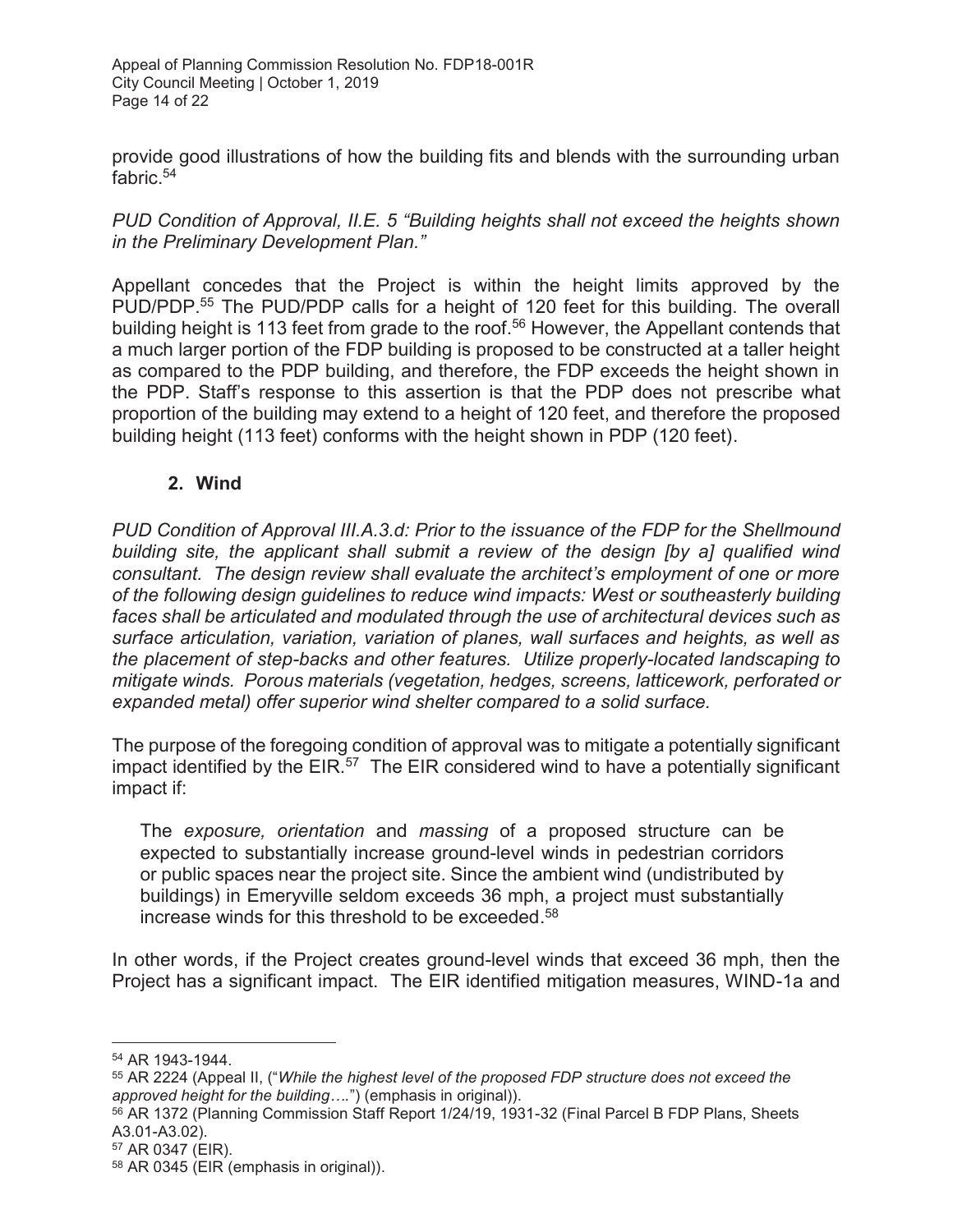provide good illustrations of how the building fits and blends with the surrounding urban fabric.[54]

*PUD Condition of Approval, II.E. 5 "Building heights shall not exceed the heights shown in the Preliminary Development Plan."*

Appellant concedes that the Project is within the height limits approved by the PUD/PDP.[55] The PUD/PDP calls for a height of 120 feet for this building. The overall building height is 113 feet from grade to the roof.[56] However, the Appellant contends that a much larger portion of the FDP building is proposed to be constructed at a taller height as compared to the PDP building, and therefore, the FDP exceeds the height shown in the PDP. Staff's response to this assertion is that the PDP does not prescribe what proportion of the building may extend to a height of 120 feet, and therefore the proposed building height (113 feet) conforms with the height shown in PDP (120 feet).

### 2. Wind

*PUD Condition of Approval III.A.3.d: Prior to the issuance of the FDP for the Shellmound building site, the applicant shall submit a review of the design [by a] qualified wind consultant. The design review shall evaluate the architect's employment of one or more of the following design guidelines to reduce wind impacts: West or southeasterly building faces shall be articulated and modulated through the use of architectural devices such as surface articulation, variation, variation of planes, wall surfaces and heights, as well as the placement of step-backs and other features. Utilize properly-located landscaping to mitigate winds. Porous materials (vegetation, hedges, screens, latticework, perforated or expanded metal) offer superior wind shelter compared to a solid surface.*

The purpose of the foregoing condition of approval was to mitigate a potentially significant impact identified by the EIR.[57] The EIR considered wind to have a potentially significant impact if:

> The *exposure, orientation* and *massing* of a proposed structure can be expected to substantially increase ground-level winds in pedestrian corridors or public spaces near the project site. Since the ambient wind (undistributed by buildings) in Emeryville seldom exceeds 36 mph, a project must substantially increase winds for this threshold to be exceeded.[58]

In other words, if the Project creates ground-level winds that exceed 36 mph, then the Project has a significant impact. The EIR identified mitigation measures, WIND-1a and

---

[54] AR 1943-1944.

[55] AR 2224 (Appeal II, ("*While the highest level of the proposed FDP structure does not exceed the approved height for the building….*") (emphasis in original)).

[56] AR 1372 (Planning Commission Staff Report 1/24/19, 1931-32 (Final Parcel B FDP Plans, Sheets A3.01-A3.02).

[57] AR 0347 (EIR).

[58] AR 0345 (EIR (emphasis in original)).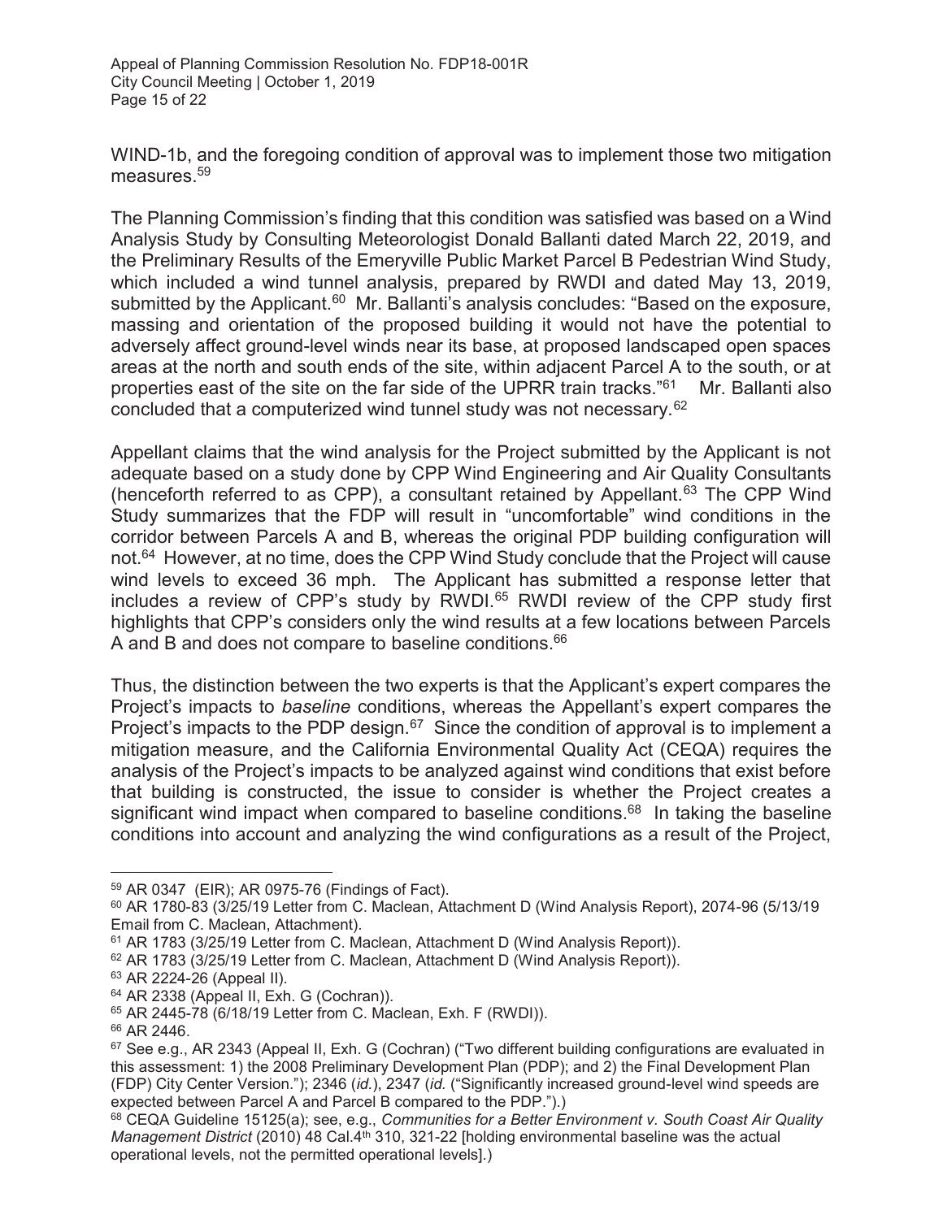WIND-1b, and the foregoing condition of approval was to implement those two mitigation measures.[59]

The Planning Commission's finding that this condition was satisfied was based on a Wind Analysis Study by Consulting Meteorologist Donald Ballanti dated March 22, 2019, and the Preliminary Results of the Emeryville Public Market Parcel B Pedestrian Wind Study, which included a wind tunnel analysis, prepared by RWDI and dated May 13, 2019, submitted by the Applicant.[60] Mr. Ballanti's analysis concludes: "Based on the exposure, massing and orientation of the proposed building it would not have the potential to adversely affect ground-level winds near its base, at proposed landscaped open spaces areas at the north and south ends of the site, within adjacent Parcel A to the south, or at properties east of the site on the far side of the UPRR train tracks."[61] Mr. Ballanti also concluded that a computerized wind tunnel study was not necessary.[62]

Appellant claims that the wind analysis for the Project submitted by the Applicant is not adequate based on a study done by CPP Wind Engineering and Air Quality Consultants (henceforth referred to as CPP), a consultant retained by Appellant.[63] The CPP Wind Study summarizes that the FDP will result in "uncomfortable" wind conditions in the corridor between Parcels A and B, whereas the original PDP building configuration will not.[64] However, at no time, does the CPP Wind Study conclude that the Project will cause wind levels to exceed 36 mph. The Applicant has submitted a response letter that includes a review of CPP's study by RWDI.[65] RWDI review of the CPP study first highlights that CPP's considers only the wind results at a few locations between Parcels A and B and does not compare to baseline conditions.[66]

Thus, the distinction between the two experts is that the Applicant's expert compares the Project's impacts to *baseline* conditions, whereas the Appellant's expert compares the Project's impacts to the PDP design.[67] Since the condition of approval is to implement a mitigation measure, and the California Environmental Quality Act (CEQA) requires the analysis of the Project's impacts to be analyzed against wind conditions that exist before that building is constructed, the issue to consider is whether the Project creates a significant wind impact when compared to baseline conditions.[68] In taking the baseline conditions into account and analyzing the wind configurations as a result of the Project,

---

[59] AR 0347 (EIR); AR 0975-76 (Findings of Fact).

[60] AR 1780-83 (3/25/19 Letter from C. Maclean, Attachment D (Wind Analysis Report), 2074-96 (5/13/19 Email from C. Maclean, Attachment).

[61] AR 1783 (3/25/19 Letter from C. Maclean, Attachment D (Wind Analysis Report)).

[62] AR 1783 (3/25/19 Letter from C. Maclean, Attachment D (Wind Analysis Report)).

[63] AR 2224-26 (Appeal II).

[64] AR 2338 (Appeal II, Exh. G (Cochran)).

[65] AR 2445-78 (6/18/19 Letter from C. Maclean, Exh. F (RWDI)).

[66] AR 2446.

[67] See e.g., AR 2343 (Appeal II, Exh. G (Cochran) ("Two different building configurations are evaluated in this assessment: 1) the 2008 Preliminary Development Plan (PDP); and 2) the Final Development Plan (FDP) City Center Version."); 2346 (*id.*), 2347 (*id.* ("Significantly increased ground-level wind speeds are expected between Parcel A and Parcel B compared to the PDP.").)

[68] CEQA Guideline 15125(a); see, e.g., *Communities for a Better Environment v. South Coast Air Quality Management District* (2010) 48 Cal.4th 310, 321-22 [holding environmental baseline was the actual operational levels, not the permitted operational levels].)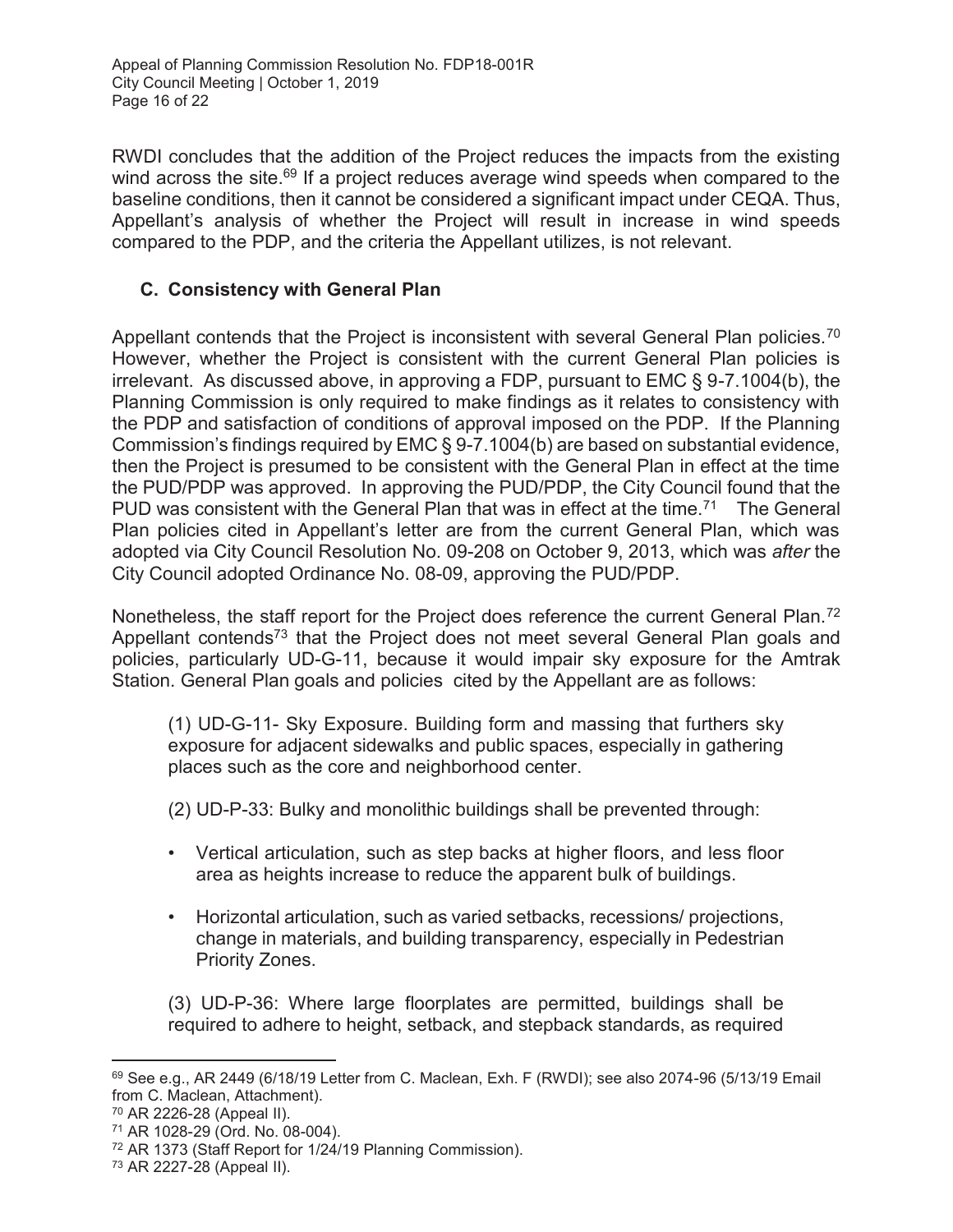RWDI concludes that the addition of the Project reduces the impacts from the existing wind across the site.[69] If a project reduces average wind speeds when compared to the baseline conditions, then it cannot be considered a significant impact under CEQA. Thus, Appellant's analysis of whether the Project will result in increase in wind speeds compared to the PDP, and the criteria the Appellant utilizes, is not relevant.

### C. Consistency with General Plan

Appellant contends that the Project is inconsistent with several General Plan policies.[70] However, whether the Project is consistent with the current General Plan policies is irrelevant. As discussed above, in approving a FDP, pursuant to EMC § 9-7.1004(b), the Planning Commission is only required to make findings as it relates to consistency with the PDP and satisfaction of conditions of approval imposed on the PDP. If the Planning Commission's findings required by EMC § 9-7.1004(b) are based on substantial evidence, then the Project is presumed to be consistent with the General Plan in effect at the time the PUD/PDP was approved. In approving the PUD/PDP, the City Council found that the PUD was consistent with the General Plan that was in effect at the time.[71] The General Plan policies cited in Appellant's letter are from the current General Plan, which was adopted via City Council Resolution No. 09-208 on October 9, 2013, which was *after* the City Council adopted Ordinance No. 08-09, approving the PUD/PDP.

Nonetheless, the staff report for the Project does reference the current General Plan.[72] Appellant contends[73] that the Project does not meet several General Plan goals and policies, particularly UD-G-11, because it would impair sky exposure for the Amtrak Station. General Plan goals and policies cited by the Appellant are as follows:

> (1) UD-G-11- Sky Exposure. Building form and massing that furthers sky exposure for adjacent sidewalks and public spaces, especially in gathering places such as the core and neighborhood center.
>
> (2) UD-P-33: Bulky and monolithic buildings shall be prevented through:
>
> - Vertical articulation, such as step backs at higher floors, and less floor area as heights increase to reduce the apparent bulk of buildings.
> - Horizontal articulation, such as varied setbacks, recessions/ projections, change in materials, and building transparency, especially in Pedestrian Priority Zones.
>
> (3) UD-P-36: Where large floorplates are permitted, buildings shall be required to adhere to height, setback, and stepback standards, as required

---

[69] See e.g., AR 2449 (6/18/19 Letter from C. Maclean, Exh. F (RWDI); see also 2074-96 (5/13/19 Email from C. Maclean, Attachment).

[70] AR 2226-28 (Appeal II).

[71] AR 1028-29 (Ord. No. 08-004).

[72] AR 1373 (Staff Report for 1/24/19 Planning Commission).

[73] AR 2227-28 (Appeal II).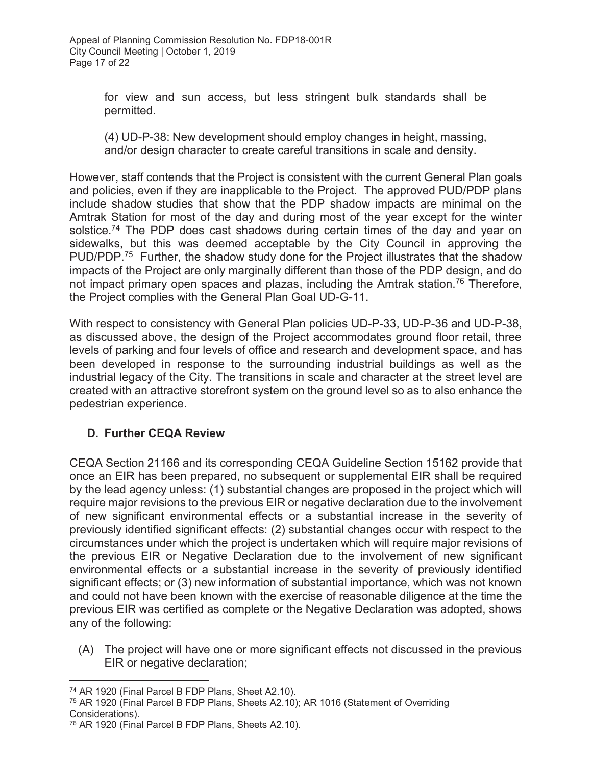for view and sun access, but less stringent bulk standards shall be permitted.

(4) UD-P-38: New development should employ changes in height, massing, and/or design character to create careful transitions in scale and density.

However, staff contends that the Project is consistent with the current General Plan goals and policies, even if they are inapplicable to the Project. The approved PUD/PDP plans include shadow studies that show that the PDP shadow impacts are minimal on the Amtrak Station for most of the day and during most of the year except for the winter solstice.[74] The PDP does cast shadows during certain times of the day and year on sidewalks, but this was deemed acceptable by the City Council in approving the PUD/PDP.[75] Further, the shadow study done for the Project illustrates that the shadow impacts of the Project are only marginally different than those of the PDP design, and do not impact primary open spaces and plazas, including the Amtrak station.[76] Therefore, the Project complies with the General Plan Goal UD-G-11.

With respect to consistency with General Plan policies UD-P-33, UD-P-36 and UD-P-38, as discussed above, the design of the Project accommodates ground floor retail, three levels of parking and four levels of office and research and development space, and has been developed in response to the surrounding industrial buildings as well as the industrial legacy of the City. The transitions in scale and character at the street level are created with an attractive storefront system on the ground level so as to also enhance the pedestrian experience.

### D. Further CEQA Review

CEQA Section 21166 and its corresponding CEQA Guideline Section 15162 provide that once an EIR has been prepared, no subsequent or supplemental EIR shall be required by the lead agency unless: (1) substantial changes are proposed in the project which will require major revisions to the previous EIR or negative declaration due to the involvement of new significant environmental effects or a substantial increase in the severity of previously identified significant effects: (2) substantial changes occur with respect to the circumstances under which the project is undertaken which will require major revisions of the previous EIR or Negative Declaration due to the involvement of new significant environmental effects or a substantial increase in the severity of previously identified significant effects; or (3) new information of substantial importance, which was not known and could not have been known with the exercise of reasonable diligence at the time the previous EIR was certified as complete or the Negative Declaration was adopted, shows any of the following:

(A) The project will have one or more significant effects not discussed in the previous EIR or negative declaration;

---

[74] AR 1920 (Final Parcel B FDP Plans, Sheet A2.10).

[75] AR 1920 (Final Parcel B FDP Plans, Sheets A2.10); AR 1016 (Statement of Overriding Considerations).

[76] AR 1920 (Final Parcel B FDP Plans, Sheets A2.10).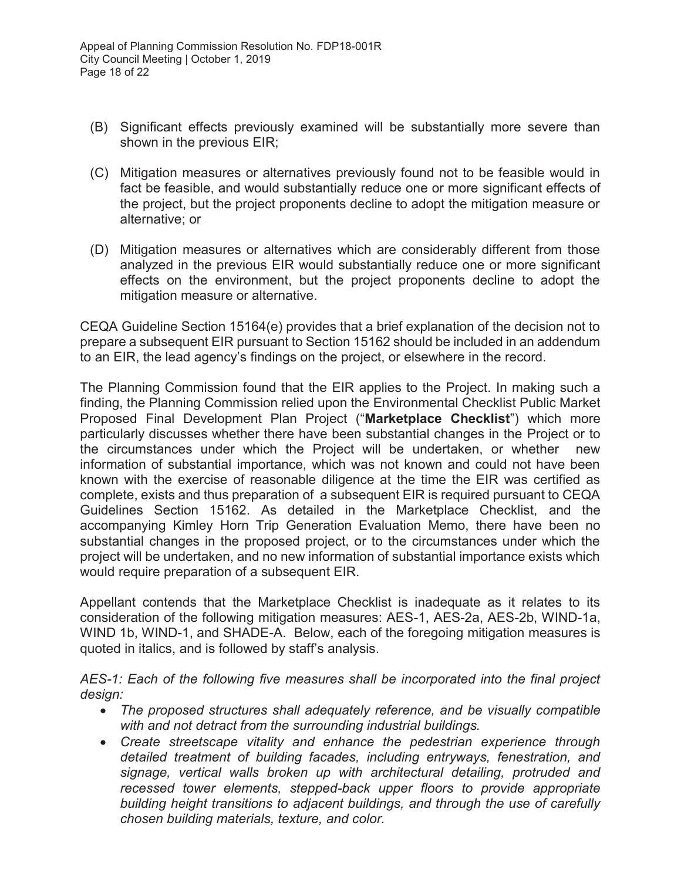(B) Significant effects previously examined will be substantially more severe than shown in the previous EIR;

(C) Mitigation measures or alternatives previously found not to be feasible would in fact be feasible, and would substantially reduce one or more significant effects of the project, but the project proponents decline to adopt the mitigation measure or alternative; or

(D) Mitigation measures or alternatives which are considerably different from those analyzed in the previous EIR would substantially reduce one or more significant effects on the environment, but the project proponents decline to adopt the mitigation measure or alternative.

CEQA Guideline Section 15164(e) provides that a brief explanation of the decision not to prepare a subsequent EIR pursuant to Section 15162 should be included in an addendum to an EIR, the lead agency's findings on the project, or elsewhere in the record.

The Planning Commission found that the EIR applies to the Project. In making such a finding, the Planning Commission relied upon the Environmental Checklist Public Market Proposed Final Development Plan Project ("**Marketplace Checklist**") which more particularly discusses whether there have been substantial changes in the Project or to the circumstances under which the Project will be undertaken, or whether new information of substantial importance, which was not known and could not have been known with the exercise of reasonable diligence at the time the EIR was certified as complete, exists and thus preparation of a subsequent EIR is required pursuant to CEQA Guidelines Section 15162. As detailed in the Marketplace Checklist, and the accompanying Kimley Horn Trip Generation Evaluation Memo, there have been no substantial changes in the proposed project, or to the circumstances under which the project will be undertaken, and no new information of substantial importance exists which would require preparation of a subsequent EIR.

Appellant contends that the Marketplace Checklist is inadequate as it relates to its consideration of the following mitigation measures: AES-1, AES-2a, AES-2b, WIND-1a, WIND 1b, WIND-1, and SHADE-A. Below, each of the foregoing mitigation measures is quoted in italics, and is followed by staff's analysis.

*AES-1: Each of the following five measures shall be incorporated into the final project design:*

- *The proposed structures shall adequately reference, and be visually compatible with and not detract from the surrounding industrial buildings.*
- *Create streetscape vitality and enhance the pedestrian experience through detailed treatment of building facades, including entryways, fenestration, and signage, vertical walls broken up with architectural detailing, protruded and recessed tower elements, stepped-back upper floors to provide appropriate building height transitions to adjacent buildings, and through the use of carefully chosen building materials, texture, and color.*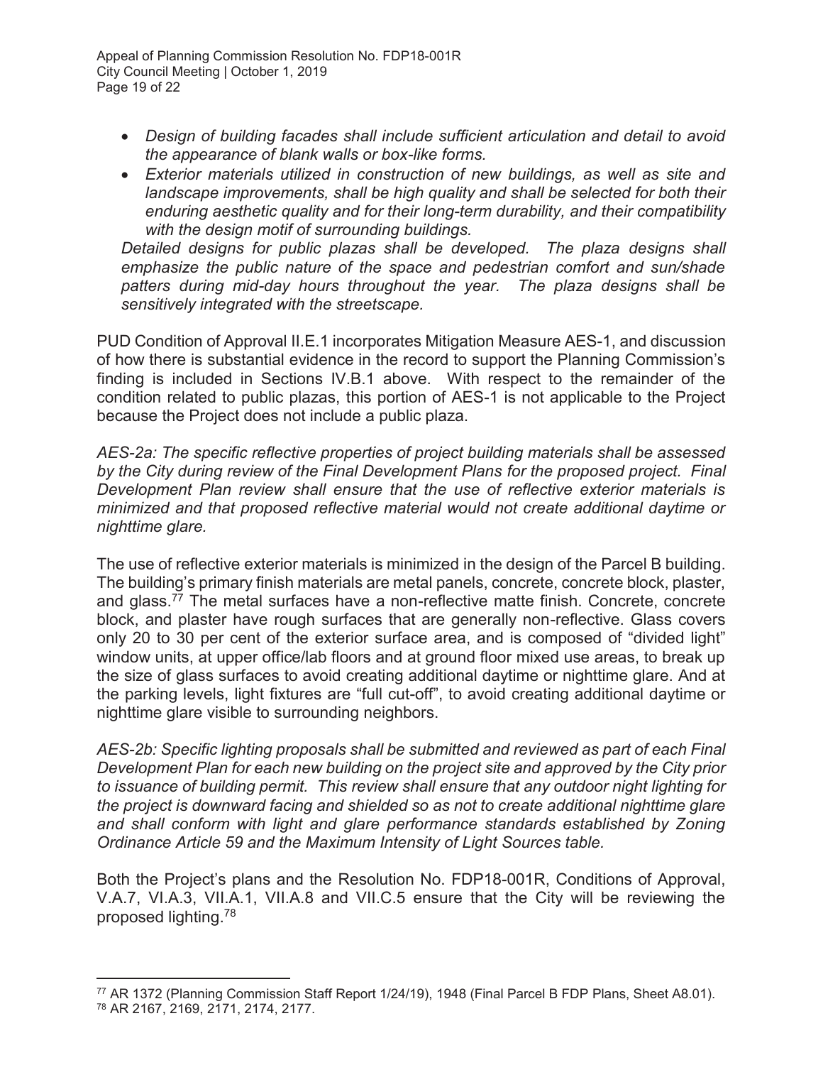- *Design of building facades shall include sufficient articulation and detail to avoid the appearance of blank walls or box-like forms.*
- *Exterior materials utilized in construction of new buildings, as well as site and landscape improvements, shall be high quality and shall be selected for both their enduring aesthetic quality and for their long-term durability, and their compatibility with the design motif of surrounding buildings.*

*Detailed designs for public plazas shall be developed. The plaza designs shall emphasize the public nature of the space and pedestrian comfort and sun/shade patters during mid-day hours throughout the year. The plaza designs shall be sensitively integrated with the streetscape.*

PUD Condition of Approval II.E.1 incorporates Mitigation Measure AES-1, and discussion of how there is substantial evidence in the record to support the Planning Commission's finding is included in Sections IV.B.1 above. With respect to the remainder of the condition related to public plazas, this portion of AES-1 is not applicable to the Project because the Project does not include a public plaza.

*AES-2a: The specific reflective properties of project building materials shall be assessed by the City during review of the Final Development Plans for the proposed project. Final Development Plan review shall ensure that the use of reflective exterior materials is minimized and that proposed reflective material would not create additional daytime or nighttime glare.*

The use of reflective exterior materials is minimized in the design of the Parcel B building. The building's primary finish materials are metal panels, concrete, concrete block, plaster, and glass.[77] The metal surfaces have a non-reflective matte finish. Concrete, concrete block, and plaster have rough surfaces that are generally non-reflective. Glass covers only 20 to 30 per cent of the exterior surface area, and is composed of "divided light" window units, at upper office/lab floors and at ground floor mixed use areas, to break up the size of glass surfaces to avoid creating additional daytime or nighttime glare. And at the parking levels, light fixtures are "full cut-off", to avoid creating additional daytime or nighttime glare visible to surrounding neighbors.

*AES-2b: Specific lighting proposals shall be submitted and reviewed as part of each Final Development Plan for each new building on the project site and approved by the City prior to issuance of building permit. This review shall ensure that any outdoor night lighting for the project is downward facing and shielded so as not to create additional nighttime glare and shall conform with light and glare performance standards established by Zoning Ordinance Article 59 and the Maximum Intensity of Light Sources table.*

Both the Project's plans and the Resolution No. FDP18-001R, Conditions of Approval, V.A.7, VI.A.3, VII.A.1, VII.A.8 and VII.C.5 ensure that the City will be reviewing the proposed lighting.[78]

---

[77] AR 1372 (Planning Commission Staff Report 1/24/19), 1948 (Final Parcel B FDP Plans, Sheet A8.01).

[78] AR 2167, 2169, 2171, 2174, 2177.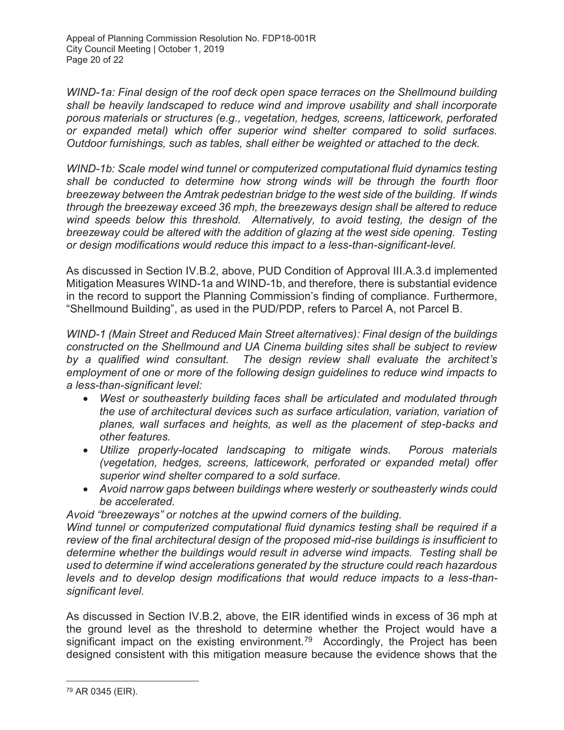*WIND-1a: Final design of the roof deck open space terraces on the Shellmound building shall be heavily landscaped to reduce wind and improve usability and shall incorporate porous materials or structures (e.g., vegetation, hedges, screens, latticework, perforated or expanded metal) which offer superior wind shelter compared to solid surfaces. Outdoor furnishings, such as tables, shall either be weighted or attached to the deck.*

*WIND-1b: Scale model wind tunnel or computerized computational fluid dynamics testing shall be conducted to determine how strong winds will be through the fourth floor breezeway between the Amtrak pedestrian bridge to the west side of the building. If winds through the breezeway exceed 36 mph, the breezeways design shall be altered to reduce wind speeds below this threshold. Alternatively, to avoid testing, the design of the breezeway could be altered with the addition of glazing at the west side opening. Testing or design modifications would reduce this impact to a less-than-significant-level.*

As discussed in Section IV.B.2, above, PUD Condition of Approval III.A.3.d implemented Mitigation Measures WIND-1a and WIND-1b, and therefore, there is substantial evidence in the record to support the Planning Commission's finding of compliance. Furthermore, "Shellmound Building", as used in the PUD/PDP, refers to Parcel A, not Parcel B.

*WIND-1 (Main Street and Reduced Main Street alternatives): Final design of the buildings constructed on the Shellmound and UA Cinema building sites shall be subject to review by a qualified wind consultant. The design review shall evaluate the architect's employment of one or more of the following design guidelines to reduce wind impacts to a less-than-significant level:*

- *West or southeasterly building faces shall be articulated and modulated through the use of architectural devices such as surface articulation, variation, variation of planes, wall surfaces and heights, as well as the placement of step-backs and other features.*
- *Utilize properly-located landscaping to mitigate winds. Porous materials (vegetation, hedges, screens, latticework, perforated or expanded metal) offer superior wind shelter compared to a sold surface.*
- *Avoid narrow gaps between buildings where westerly or southeasterly winds could be accelerated.*

*Avoid "breezeways" or notches at the upwind corners of the building.*

*Wind tunnel or computerized computational fluid dynamics testing shall be required if a review of the final architectural design of the proposed mid-rise buildings is insufficient to determine whether the buildings would result in adverse wind impacts. Testing shall be used to determine if wind accelerations generated by the structure could reach hazardous levels and to develop design modifications that would reduce impacts to a less-than-significant level.*

As discussed in Section IV.B.2, above, the EIR identified winds in excess of 36 mph at the ground level as the threshold to determine whether the Project would have a significant impact on the existing environment.[79] Accordingly, the Project has been designed consistent with this mitigation measure because the evidence shows that the

---

[79] AR 0345 (EIR).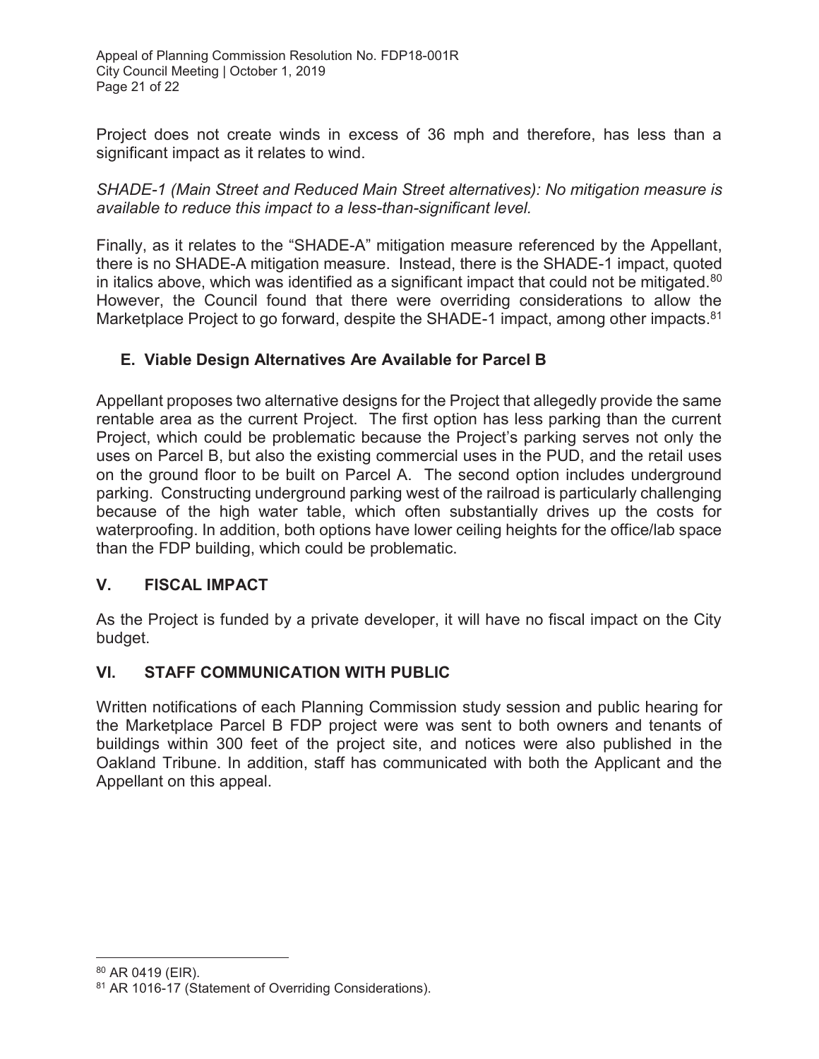Project does not create winds in excess of 36 mph and therefore, has less than a significant impact as it relates to wind.

*SHADE-1 (Main Street and Reduced Main Street alternatives): No mitigation measure is available to reduce this impact to a less-than-significant level.*

Finally, as it relates to the "SHADE-A" mitigation measure referenced by the Appellant, there is no SHADE-A mitigation measure. Instead, there is the SHADE-1 impact, quoted in italics above, which was identified as a significant impact that could not be mitigated.[80] However, the Council found that there were overriding considerations to allow the Marketplace Project to go forward, despite the SHADE-1 impact, among other impacts.[81]

### E. Viable Design Alternatives Are Available for Parcel B

Appellant proposes two alternative designs for the Project that allegedly provide the same rentable area as the current Project. The first option has less parking than the current Project, which could be problematic because the Project's parking serves not only the uses on Parcel B, but also the existing commercial uses in the PUD, and the retail uses on the ground floor to be built on Parcel A. The second option includes underground parking. Constructing underground parking west of the railroad is particularly challenging because of the high water table, which often substantially drives up the costs for waterproofing. In addition, both options have lower ceiling heights for the office/lab space than the FDP building, which could be problematic.

## V. FISCAL IMPACT

As the Project is funded by a private developer, it will have no fiscal impact on the City budget.

## VI. STAFF COMMUNICATION WITH PUBLIC

Written notifications of each Planning Commission study session and public hearing for the Marketplace Parcel B FDP project were was sent to both owners and tenants of buildings within 300 feet of the project site, and notices were also published in the Oakland Tribune. In addition, staff has communicated with both the Applicant and the Appellant on this appeal.

---

[80] AR 0419 (EIR).

[81] AR 1016-17 (Statement of Overriding Considerations).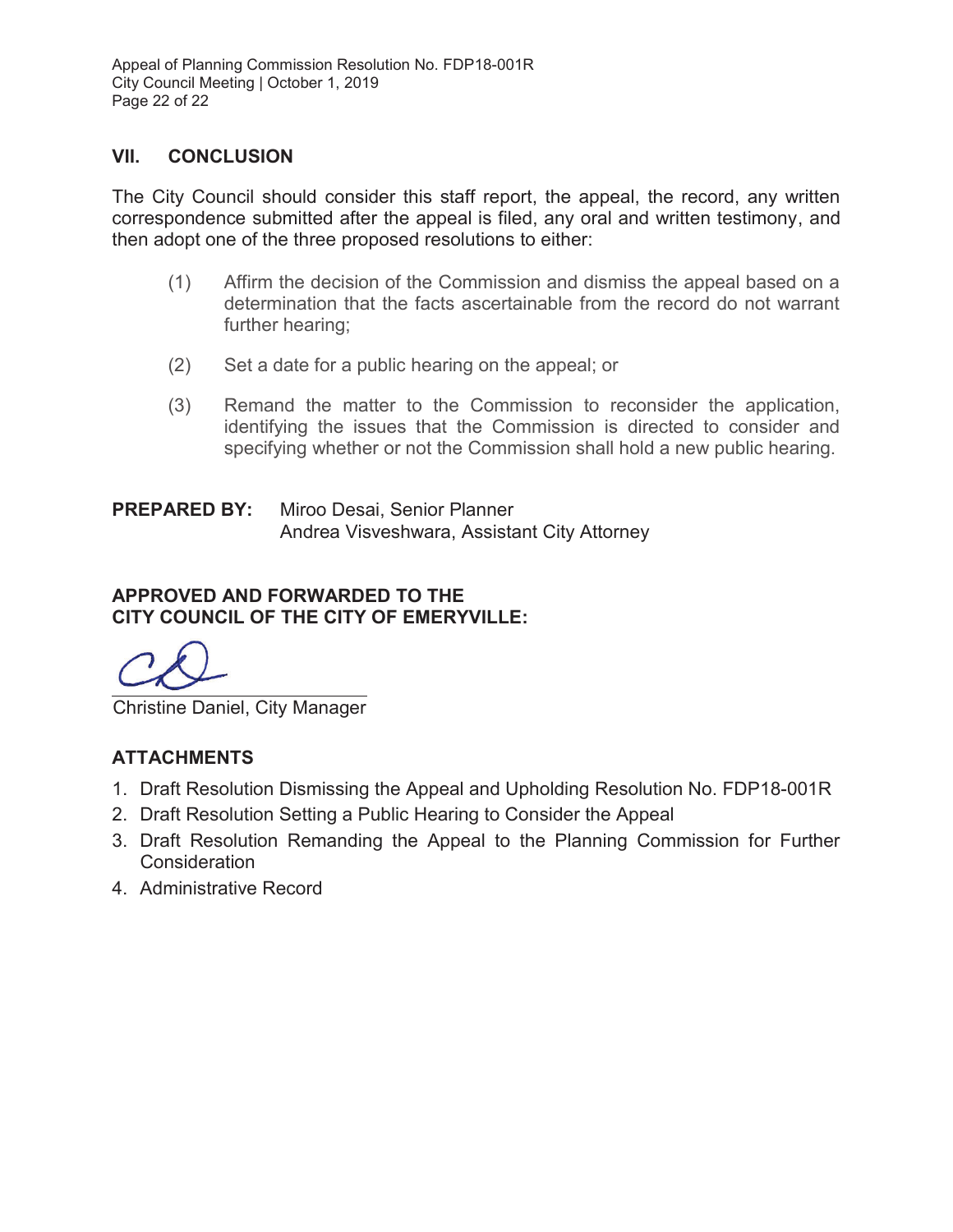## VII. CONCLUSION

The City Council should consider this staff report, the appeal, the record, any written correspondence submitted after the appeal is filed, any oral and written testimony, and then adopt one of the three proposed resolutions to either:

(1) Affirm the decision of the Commission and dismiss the appeal based on a determination that the facts ascertainable from the record do not warrant further hearing;

(2) Set a date for a public hearing on the appeal; or

(3) Remand the matter to the Commission to reconsider the application, identifying the issues that the Commission is directed to consider and specifying whether or not the Commission shall hold a new public hearing.

**PREPARED BY:** Miroo Desai, Senior Planner
Andrea Visveshwara, Assistant City Attorney

**APPROVED AND FORWARDED TO THE CITY COUNCIL OF THE CITY OF EMERYVILLE:**

Christine Daniel, City Manager

**ATTACHMENTS**

1. Draft Resolution Dismissing the Appeal and Upholding Resolution No. FDP18-001R
2. Draft Resolution Setting a Public Hearing to Consider the Appeal
3. Draft Resolution Remanding the Appeal to the Planning Commission for Further Consideration
4. Administrative Record